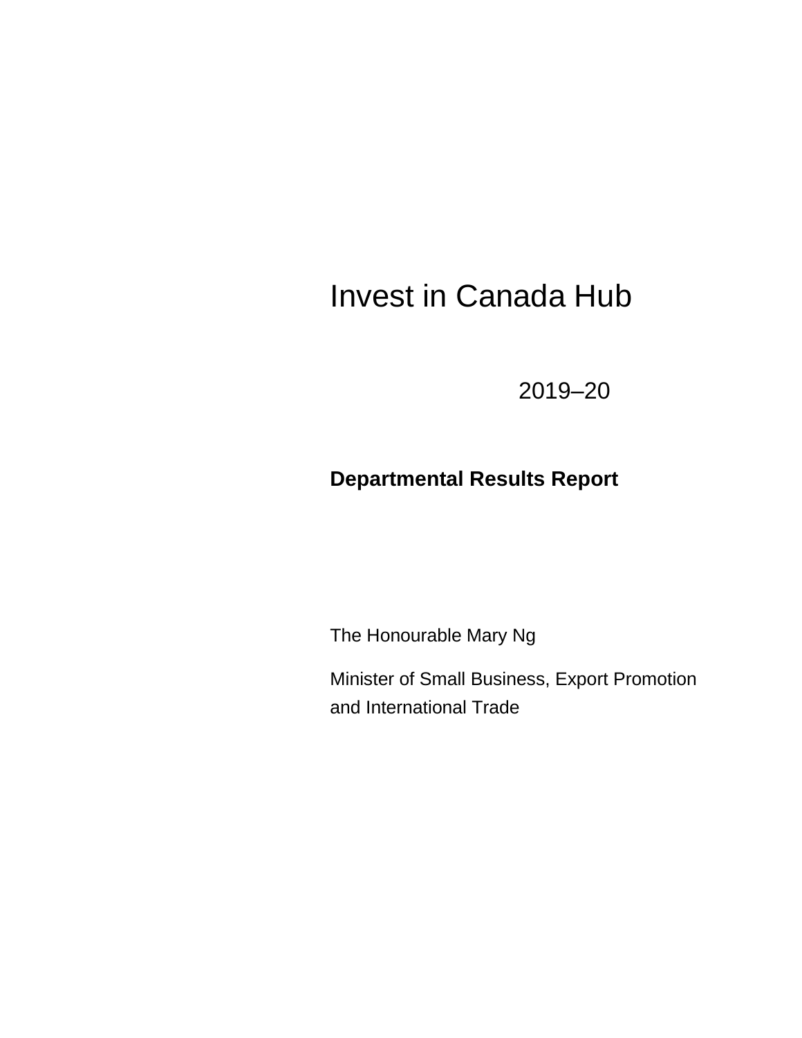# Invest in Canada Hub

2019–20

## Departmental Results Report

The Honourable Mary Ng

Minister of Small Business, Export Promotion and International Trade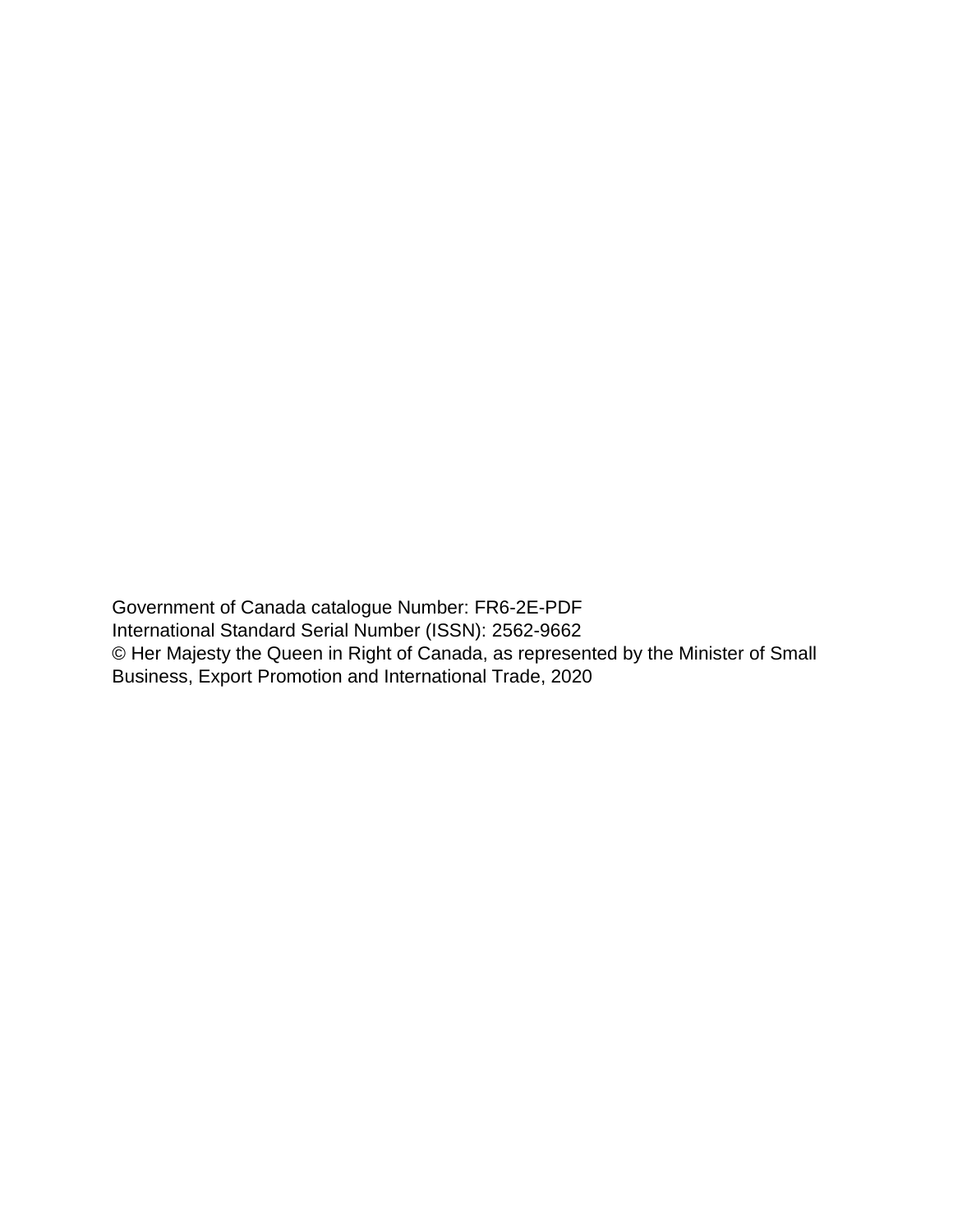Government of Canada catalogue Number: FR6-2E-PDF
International Standard Serial Number (ISSN): 2562-9662
© Her Majesty the Queen in Right of Canada, as represented by the Minister of Small Business, Export Promotion and International Trade, 2020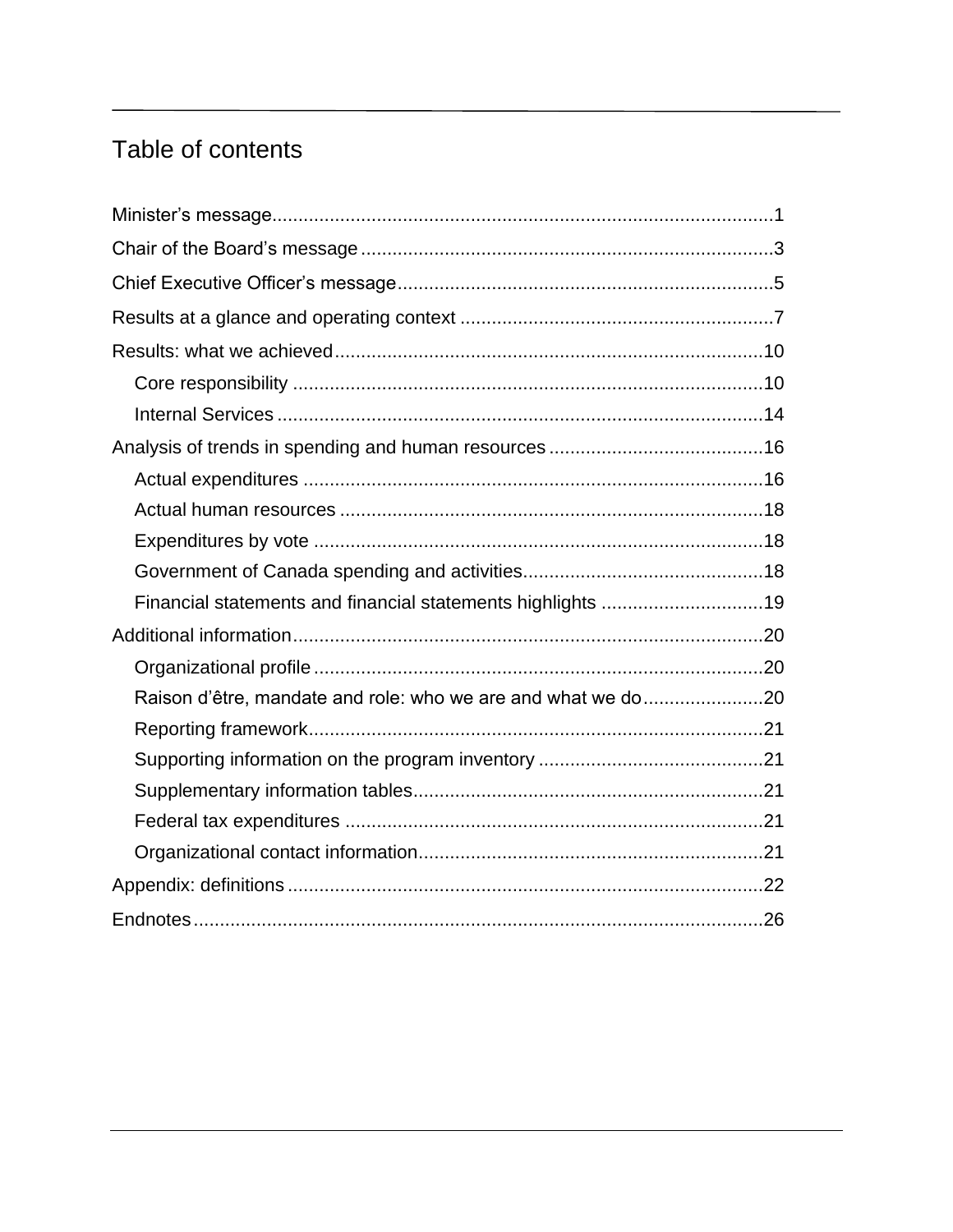# Table of contents

- Minister's message....1
- Chair of the Board's message....3
- Chief Executive Officer's message....5
- Results at a glance and operating context....7
- Results: what we achieved....10
  - Core responsibility....10
  - Internal Services....14
- Analysis of trends in spending and human resources....16
  - Actual expenditures....16
  - Actual human resources....18
  - Expenditures by vote....18
  - Government of Canada spending and activities....18
  - Financial statements and financial statements highlights....19
- Additional information....20
  - Organizational profile....20
  - Raison d'être, mandate and role: who we are and what we do....20
  - Reporting framework....21
  - Supporting information on the program inventory....21
  - Supplementary information tables....21
  - Federal tax expenditures....21
  - Organizational contact information....21
- Appendix: definitions....22
- Endnotes....26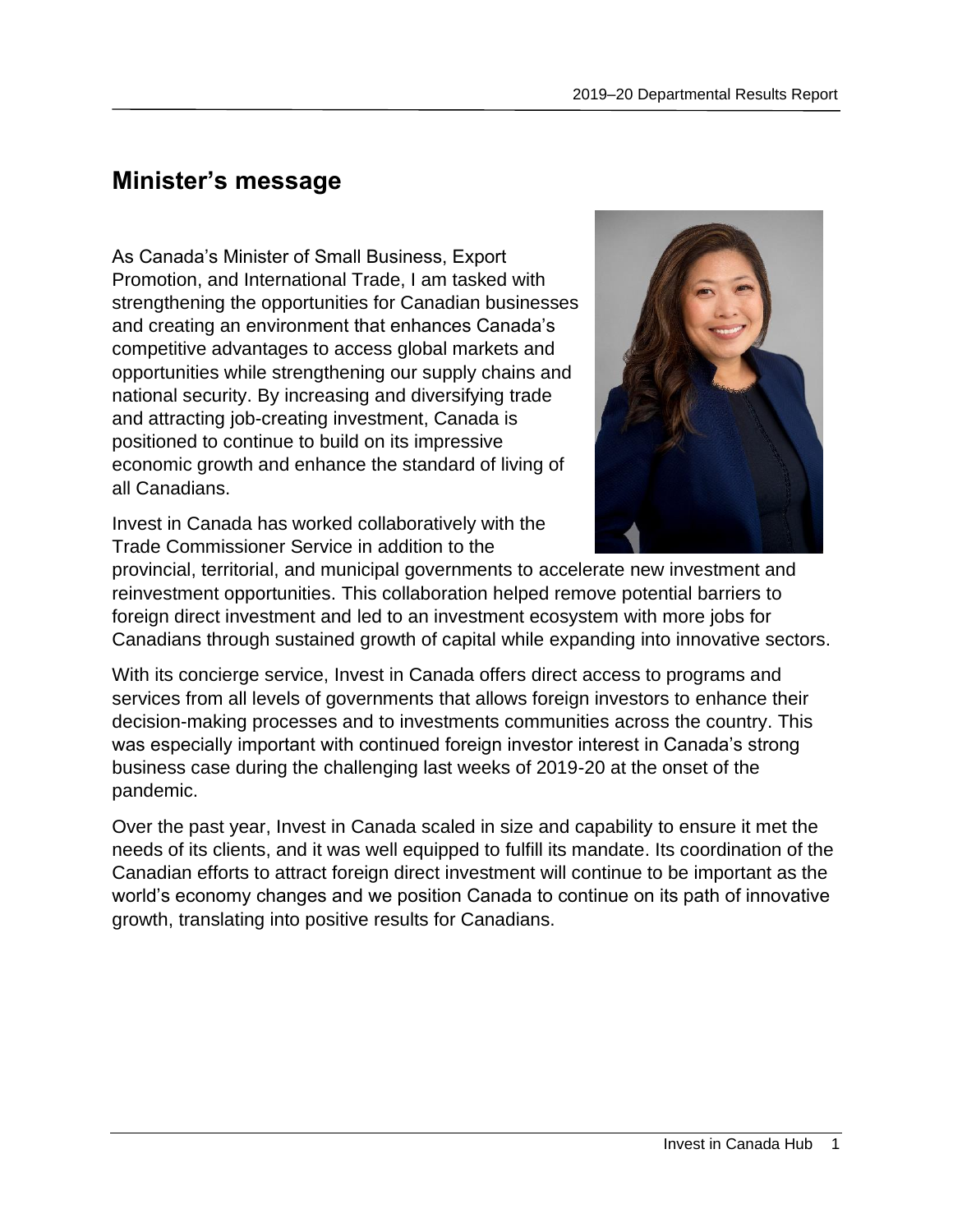## Minister's message

As Canada's Minister of Small Business, Export Promotion, and International Trade, I am tasked with strengthening the opportunities for Canadian businesses and creating an environment that enhances Canada's competitive advantages to access global markets and opportunities while strengthening our supply chains and national security. By increasing and diversifying trade and attracting job-creating investment, Canada is positioned to continue to build on its impressive economic growth and enhance the standard of living of all Canadians.

Invest in Canada has worked collaboratively with the Trade Commissioner Service in addition to the provincial, territorial, and municipal governments to accelerate new investment and reinvestment opportunities. This collaboration helped remove potential barriers to foreign direct investment and led to an investment ecosystem with more jobs for Canadians through sustained growth of capital while expanding into innovative sectors.

With its concierge service, Invest in Canada offers direct access to programs and services from all levels of governments that allows foreign investors to enhance their decision-making processes and to investments communities across the country. This was especially important with continued foreign investor interest in Canada's strong business case during the challenging last weeks of 2019-20 at the onset of the pandemic.

Over the past year, Invest in Canada scaled in size and capability to ensure it met the needs of its clients, and it was well equipped to fulfill its mandate. Its coordination of the Canadian efforts to attract foreign direct investment will continue to be important as the world's economy changes and we position Canada to continue on its path of innovative growth, translating into positive results for Canadians.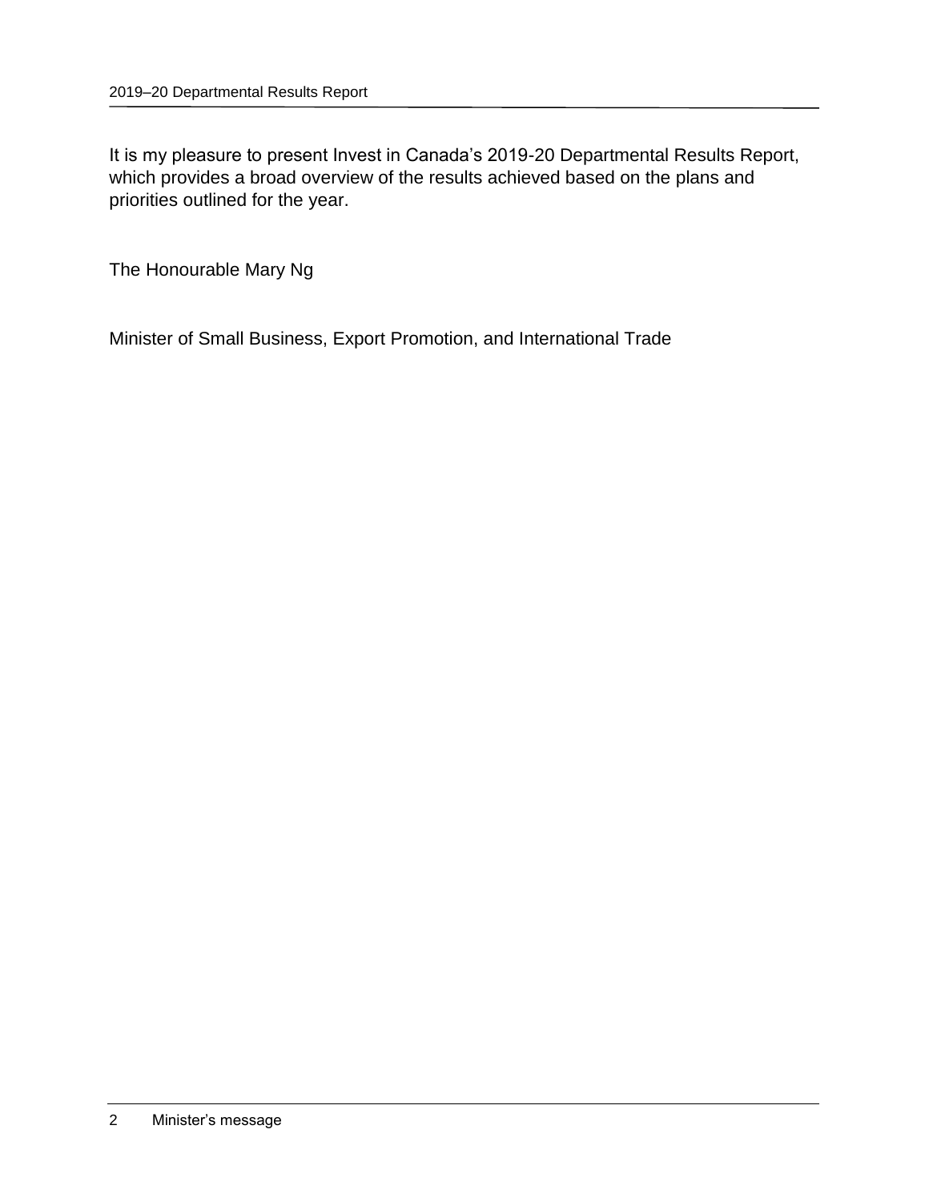It is my pleasure to present Invest in Canada's 2019-20 Departmental Results Report, which provides a broad overview of the results achieved based on the plans and priorities outlined for the year.

The Honourable Mary Ng

Minister of Small Business, Export Promotion, and International Trade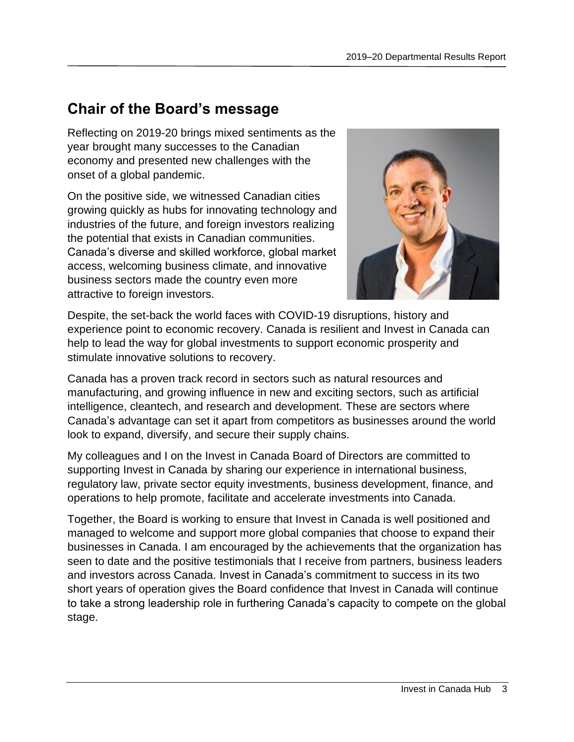## Chair of the Board's message

Reflecting on 2019-20 brings mixed sentiments as the year brought many successes to the Canadian economy and presented new challenges with the onset of a global pandemic.

On the positive side, we witnessed Canadian cities growing quickly as hubs for innovating technology and industries of the future, and foreign investors realizing the potential that exists in Canadian communities. Canada's diverse and skilled workforce, global market access, welcoming business climate, and innovative business sectors made the country even more attractive to foreign investors.

Despite, the set-back the world faces with COVID-19 disruptions, history and experience point to economic recovery. Canada is resilient and Invest in Canada can help to lead the way for global investments to support economic prosperity and stimulate innovative solutions to recovery.

Canada has a proven track record in sectors such as natural resources and manufacturing, and growing influence in new and exciting sectors, such as artificial intelligence, cleantech, and research and development. These are sectors where Canada's advantage can set it apart from competitors as businesses around the world look to expand, diversify, and secure their supply chains.

My colleagues and I on the Invest in Canada Board of Directors are committed to supporting Invest in Canada by sharing our experience in international business, regulatory law, private sector equity investments, business development, finance, and operations to help promote, facilitate and accelerate investments into Canada.

Together, the Board is working to ensure that Invest in Canada is well positioned and managed to welcome and support more global companies that choose to expand their businesses in Canada. I am encouraged by the achievements that the organization has seen to date and the positive testimonials that I receive from partners, business leaders and investors across Canada. Invest in Canada's commitment to success in its two short years of operation gives the Board confidence that Invest in Canada will continue to take a strong leadership role in furthering Canada's capacity to compete on the global stage.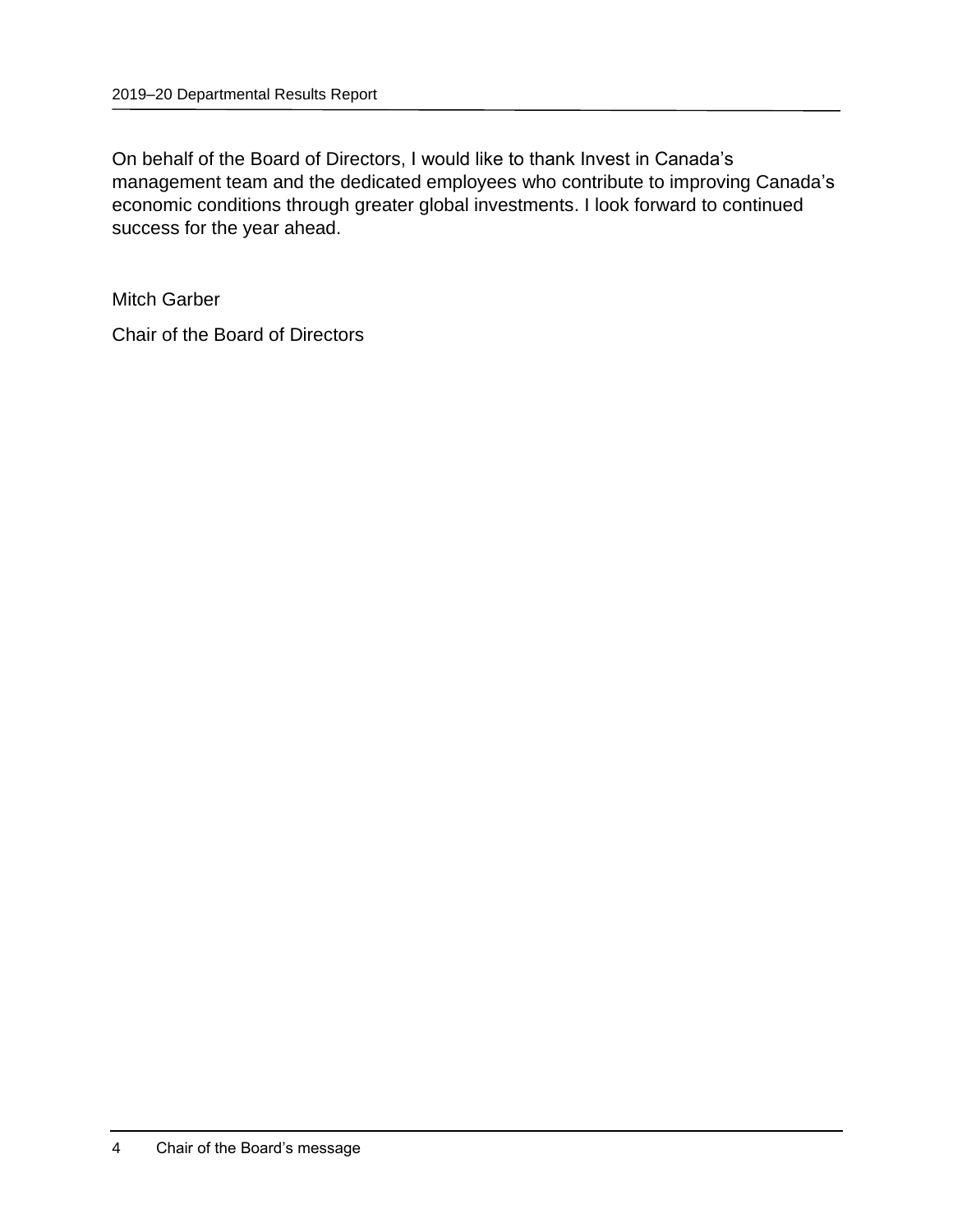On behalf of the Board of Directors, I would like to thank Invest in Canada's management team and the dedicated employees who contribute to improving Canada's economic conditions through greater global investments. I look forward to continued success for the year ahead.

Mitch Garber

Chair of the Board of Directors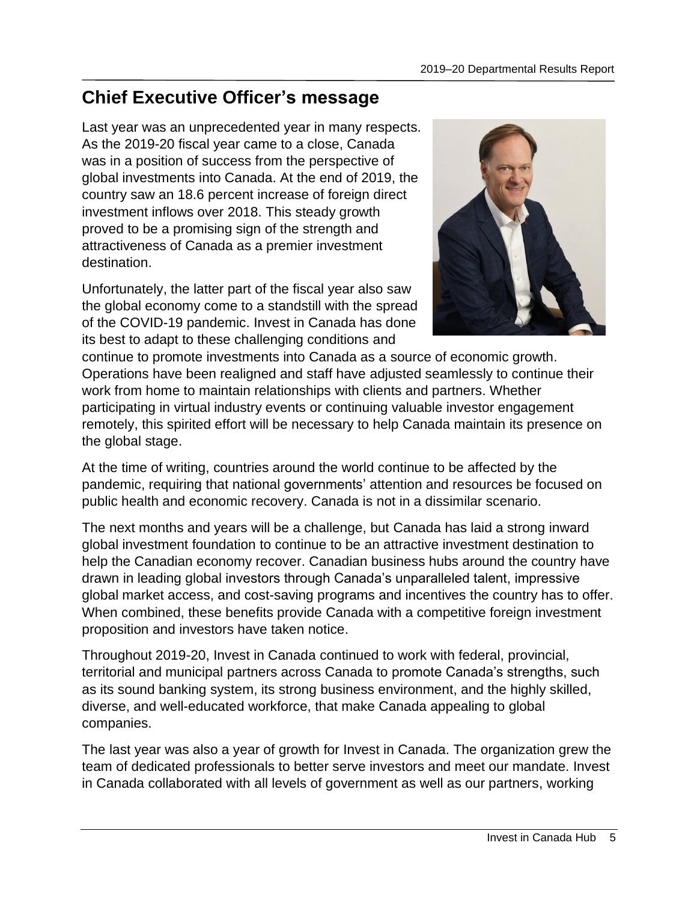## Chief Executive Officer's message

Last year was an unprecedented year in many respects. As the 2019-20 fiscal year came to a close, Canada was in a position of success from the perspective of global investments into Canada. At the end of 2019, the country saw an 18.6 percent increase of foreign direct investment inflows over 2018. This steady growth proved to be a promising sign of the strength and attractiveness of Canada as a premier investment destination.

Unfortunately, the latter part of the fiscal year also saw the global economy come to a standstill with the spread of the COVID-19 pandemic. Invest in Canada has done its best to adapt to these challenging conditions and continue to promote investments into Canada as a source of economic growth. Operations have been realigned and staff have adjusted seamlessly to continue their work from home to maintain relationships with clients and partners. Whether participating in virtual industry events or continuing valuable investor engagement remotely, this spirited effort will be necessary to help Canada maintain its presence on the global stage.

At the time of writing, countries around the world continue to be affected by the pandemic, requiring that national governments' attention and resources be focused on public health and economic recovery. Canada is not in a dissimilar scenario.

The next months and years will be a challenge, but Canada has laid a strong inward global investment foundation to continue to be an attractive investment destination to help the Canadian economy recover. Canadian business hubs around the country have drawn in leading global investors through Canada's unparalleled talent, impressive global market access, and cost-saving programs and incentives the country has to offer. When combined, these benefits provide Canada with a competitive foreign investment proposition and investors have taken notice.

Throughout 2019-20, Invest in Canada continued to work with federal, provincial, territorial and municipal partners across Canada to promote Canada's strengths, such as its sound banking system, its strong business environment, and the highly skilled, diverse, and well-educated workforce, that make Canada appealing to global companies.

The last year was also a year of growth for Invest in Canada. The organization grew the team of dedicated professionals to better serve investors and meet our mandate. Invest in Canada collaborated with all levels of government as well as our partners, working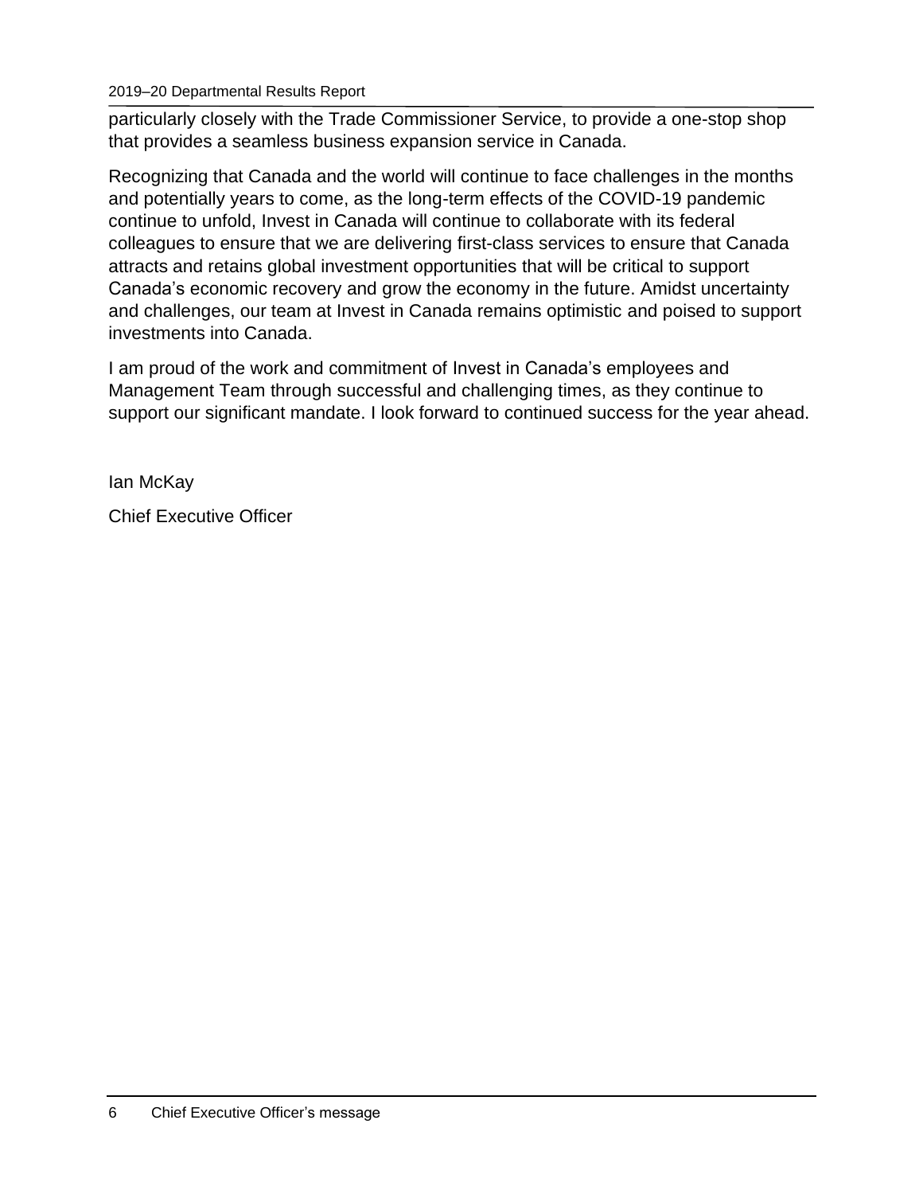particularly closely with the Trade Commissioner Service, to provide a one-stop shop that provides a seamless business expansion service in Canada.

Recognizing that Canada and the world will continue to face challenges in the months and potentially years to come, as the long-term effects of the COVID-19 pandemic continue to unfold, Invest in Canada will continue to collaborate with its federal colleagues to ensure that we are delivering first-class services to ensure that Canada attracts and retains global investment opportunities that will be critical to support Canada's economic recovery and grow the economy in the future. Amidst uncertainty and challenges, our team at Invest in Canada remains optimistic and poised to support investments into Canada.

I am proud of the work and commitment of Invest in Canada's employees and Management Team through successful and challenging times, as they continue to support our significant mandate. I look forward to continued success for the year ahead.

Ian McKay

Chief Executive Officer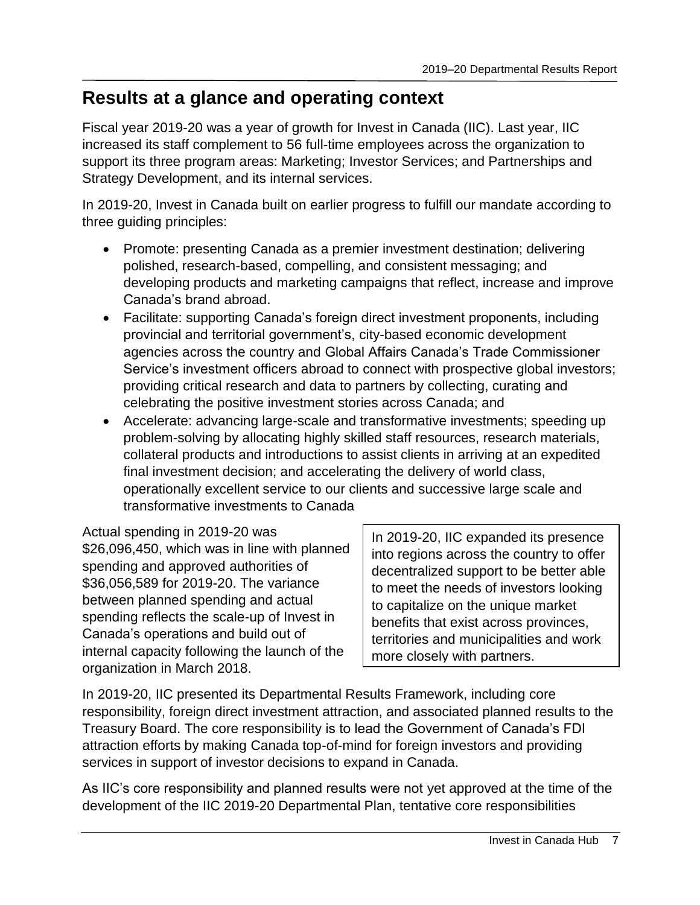## Results at a glance and operating context

Fiscal year 2019-20 was a year of growth for Invest in Canada (IIC). Last year, IIC increased its staff complement to 56 full-time employees across the organization to support its three program areas: Marketing; Investor Services; and Partnerships and Strategy Development, and its internal services.

In 2019-20, Invest in Canada built on earlier progress to fulfill our mandate according to three guiding principles:

- Promote: presenting Canada as a premier investment destination; delivering polished, research-based, compelling, and consistent messaging; and developing products and marketing campaigns that reflect, increase and improve Canada's brand abroad.
- Facilitate: supporting Canada's foreign direct investment proponents, including provincial and territorial government's, city-based economic development agencies across the country and Global Affairs Canada's Trade Commissioner Service's investment officers abroad to connect with prospective global investors; providing critical research and data to partners by collecting, curating and celebrating the positive investment stories across Canada; and
- Accelerate: advancing large-scale and transformative investments; speeding up problem-solving by allocating highly skilled staff resources, research materials, collateral products and introductions to assist clients in arriving at an expedited final investment decision; and accelerating the delivery of world class, operationally excellent service to our clients and successive large scale and transformative investments to Canada

Actual spending in 2019-20 was $26,096,450, which was in line with planned spending and approved authorities of $36,056,589 for 2019-20. The variance between planned spending and actual spending reflects the scale-up of Invest in Canada's operations and build out of internal capacity following the launch of the organization in March 2018.

> In 2019-20, IIC expanded its presence into regions across the country to offer decentralized support to be better able to meet the needs of investors looking to capitalize on the unique market benefits that exist across provinces, territories and municipalities and work more closely with partners.

In 2019-20, IIC presented its Departmental Results Framework, including core responsibility, foreign direct investment attraction, and associated planned results to the Treasury Board. The core responsibility is to lead the Government of Canada's FDI attraction efforts by making Canada top-of-mind for foreign investors and providing services in support of investor decisions to expand in Canada.

As IIC's core responsibility and planned results were not yet approved at the time of the development of the IIC 2019-20 Departmental Plan, tentative core responsibilities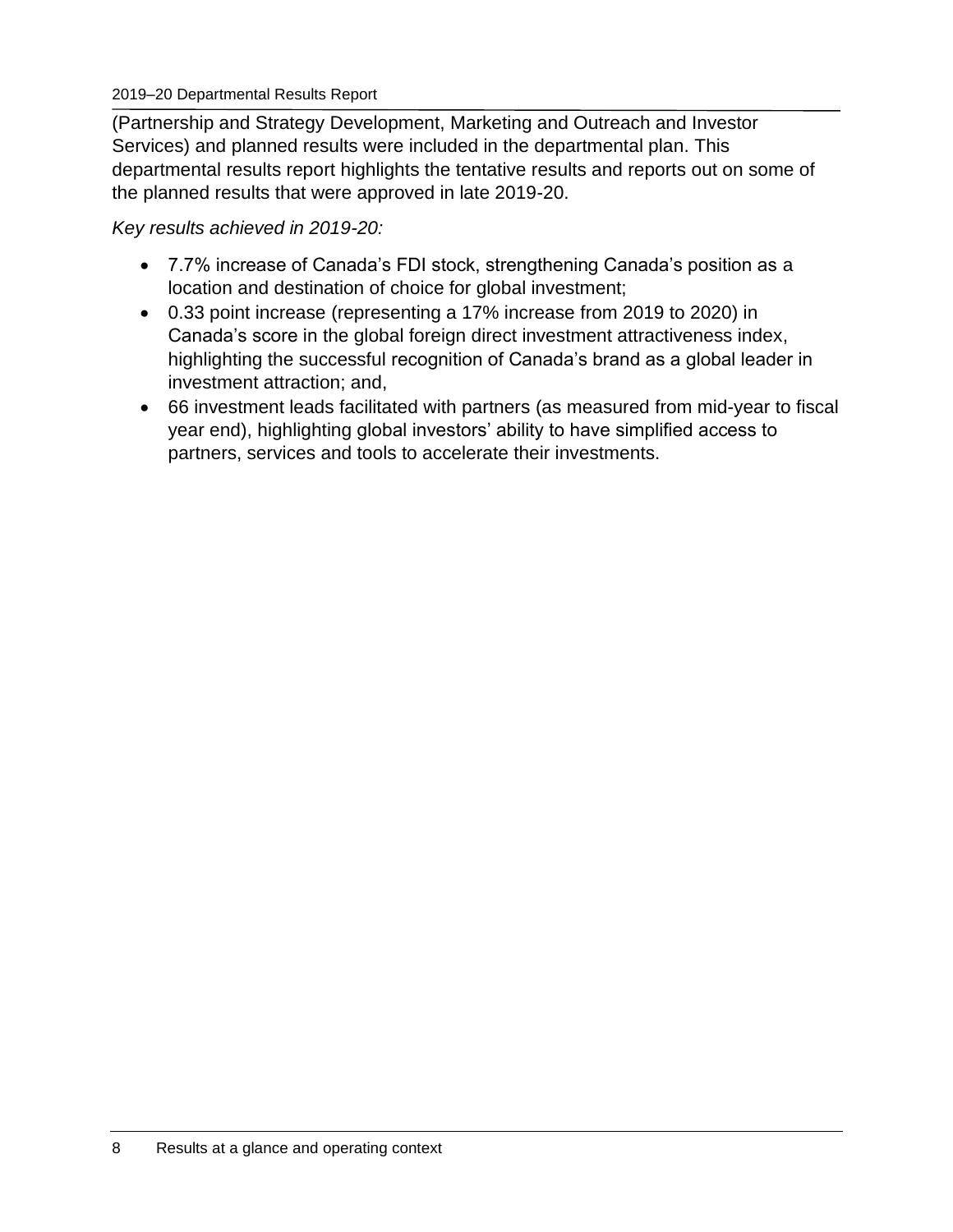(Partnership and Strategy Development, Marketing and Outreach and Investor Services) and planned results were included in the departmental plan. This departmental results report highlights the tentative results and reports out on some of the planned results that were approved in late 2019-20.

*Key results achieved in 2019-20:*

- 7.7% increase of Canada's FDI stock, strengthening Canada's position as a location and destination of choice for global investment;
- 0.33 point increase (representing a 17% increase from 2019 to 2020) in Canada's score in the global foreign direct investment attractiveness index, highlighting the successful recognition of Canada's brand as a global leader in investment attraction; and,
- 66 investment leads facilitated with partners (as measured from mid-year to fiscal year end), highlighting global investors' ability to have simplified access to partners, services and tools to accelerate their investments.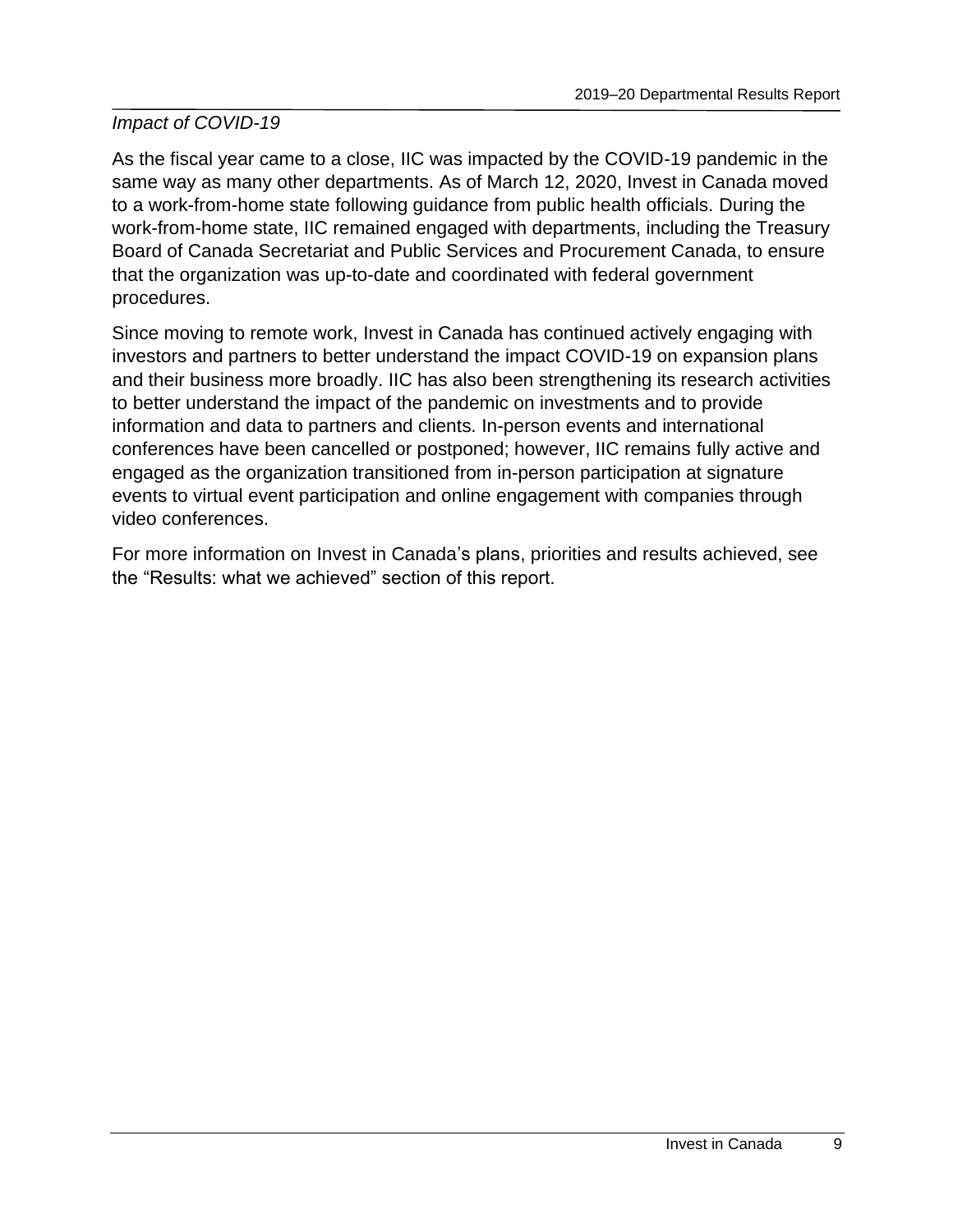*Impact of COVID-19*

As the fiscal year came to a close, IIC was impacted by the COVID-19 pandemic in the same way as many other departments. As of March 12, 2020, Invest in Canada moved to a work-from-home state following guidance from public health officials. During the work-from-home state, IIC remained engaged with departments, including the Treasury Board of Canada Secretariat and Public Services and Procurement Canada, to ensure that the organization was up-to-date and coordinated with federal government procedures.

Since moving to remote work, Invest in Canada has continued actively engaging with investors and partners to better understand the impact COVID-19 on expansion plans and their business more broadly. IIC has also been strengthening its research activities to better understand the impact of the pandemic on investments and to provide information and data to partners and clients. In-person events and international conferences have been cancelled or postponed; however, IIC remains fully active and engaged as the organization transitioned from in-person participation at signature events to virtual event participation and online engagement with companies through video conferences.

For more information on Invest in Canada's plans, priorities and results achieved, see the "Results: what we achieved" section of this report.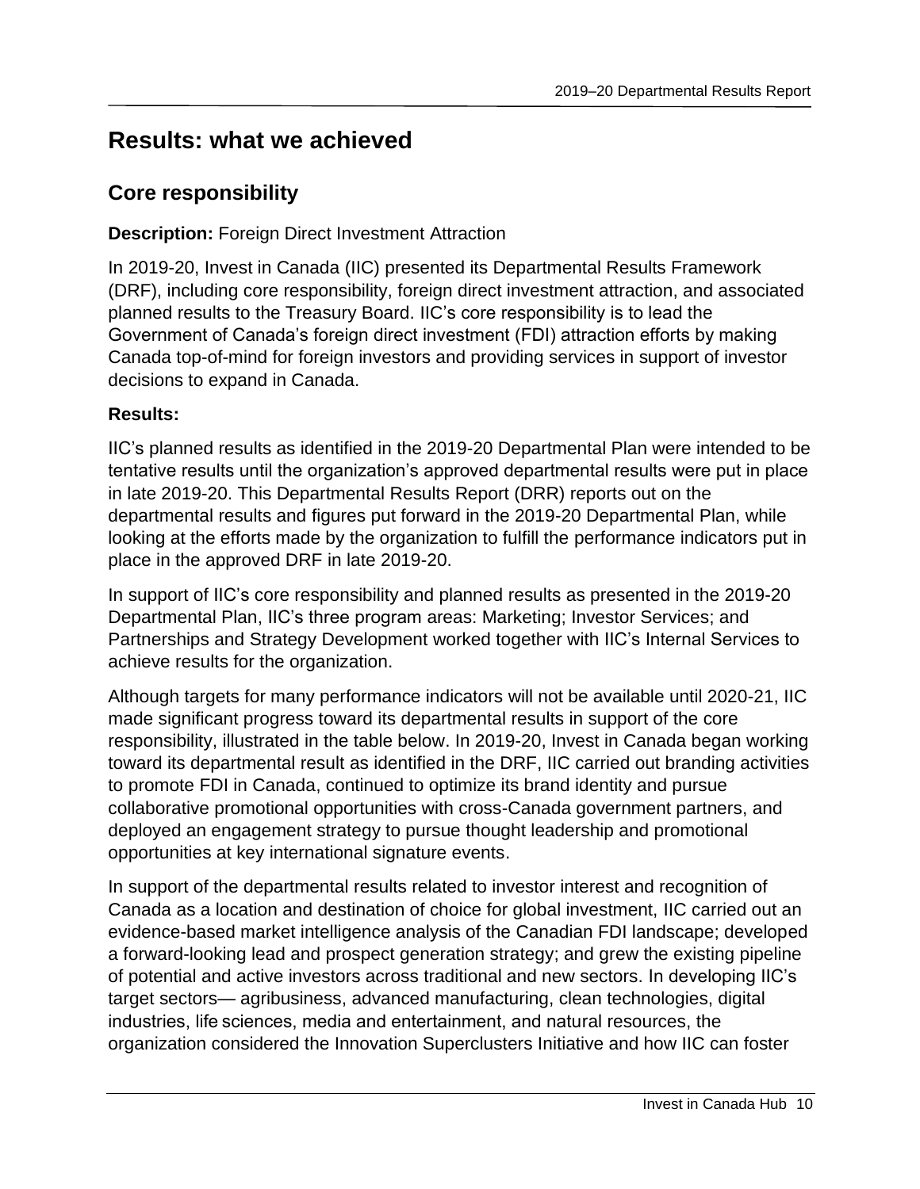# Results: what we achieved

## Core responsibility

**Description:** Foreign Direct Investment Attraction

In 2019-20, Invest in Canada (IIC) presented its Departmental Results Framework (DRF), including core responsibility, foreign direct investment attraction, and associated planned results to the Treasury Board. IIC's core responsibility is to lead the Government of Canada's foreign direct investment (FDI) attraction efforts by making Canada top-of-mind for foreign investors and providing services in support of investor decisions to expand in Canada.

**Results:**

IIC's planned results as identified in the 2019-20 Departmental Plan were intended to be tentative results until the organization's approved departmental results were put in place in late 2019-20. This Departmental Results Report (DRR) reports out on the departmental results and figures put forward in the 2019-20 Departmental Plan, while looking at the efforts made by the organization to fulfill the performance indicators put in place in the approved DRF in late 2019-20.

In support of IIC's core responsibility and planned results as presented in the 2019-20 Departmental Plan, IIC's three program areas: Marketing; Investor Services; and Partnerships and Strategy Development worked together with IIC's Internal Services to achieve results for the organization.

Although targets for many performance indicators will not be available until 2020-21, IIC made significant progress toward its departmental results in support of the core responsibility, illustrated in the table below. In 2019-20, Invest in Canada began working toward its departmental result as identified in the DRF, IIC carried out branding activities to promote FDI in Canada, continued to optimize its brand identity and pursue collaborative promotional opportunities with cross-Canada government partners, and deployed an engagement strategy to pursue thought leadership and promotional opportunities at key international signature events.

In support of the departmental results related to investor interest and recognition of Canada as a location and destination of choice for global investment, IIC carried out an evidence-based market intelligence analysis of the Canadian FDI landscape; developed a forward-looking lead and prospect generation strategy; and grew the existing pipeline of potential and active investors across traditional and new sectors. In developing IIC's target sectors— agribusiness, advanced manufacturing, clean technologies, digital industries, life sciences, media and entertainment, and natural resources, the organization considered the Innovation Superclusters Initiative and how IIC can foster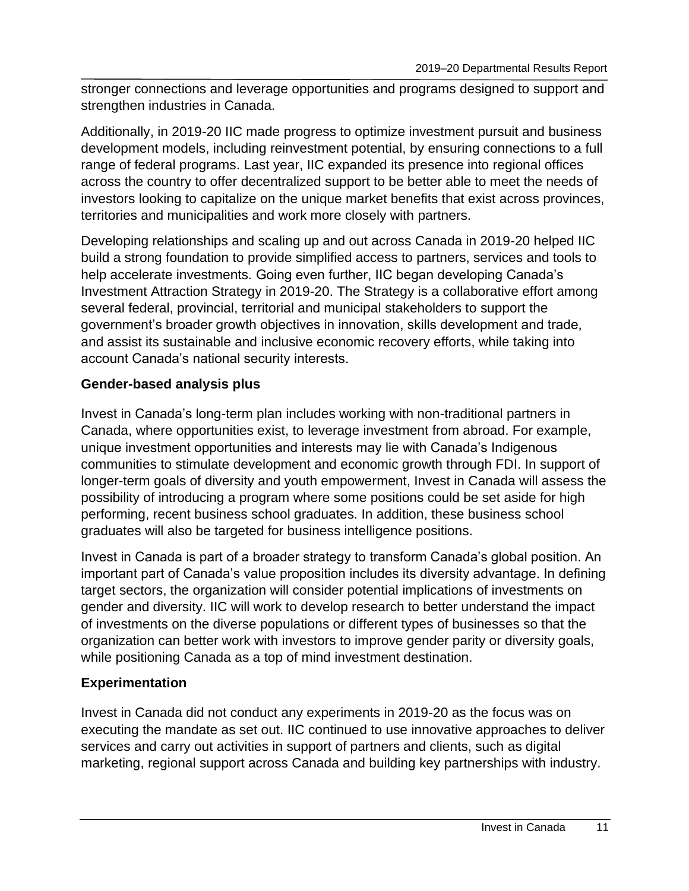stronger connections and leverage opportunities and programs designed to support and strengthen industries in Canada.

Additionally, in 2019-20 IIC made progress to optimize investment pursuit and business development models, including reinvestment potential, by ensuring connections to a full range of federal programs. Last year, IIC expanded its presence into regional offices across the country to offer decentralized support to be better able to meet the needs of investors looking to capitalize on the unique market benefits that exist across provinces, territories and municipalities and work more closely with partners.

Developing relationships and scaling up and out across Canada in 2019-20 helped IIC build a strong foundation to provide simplified access to partners, services and tools to help accelerate investments. Going even further, IIC began developing Canada's Investment Attraction Strategy in 2019-20. The Strategy is a collaborative effort among several federal, provincial, territorial and municipal stakeholders to support the government's broader growth objectives in innovation, skills development and trade, and assist its sustainable and inclusive economic recovery efforts, while taking into account Canada's national security interests.

### Gender-based analysis plus

Invest in Canada's long-term plan includes working with non-traditional partners in Canada, where opportunities exist, to leverage investment from abroad. For example, unique investment opportunities and interests may lie with Canada's Indigenous communities to stimulate development and economic growth through FDI. In support of longer-term goals of diversity and youth empowerment, Invest in Canada will assess the possibility of introducing a program where some positions could be set aside for high performing, recent business school graduates. In addition, these business school graduates will also be targeted for business intelligence positions.

Invest in Canada is part of a broader strategy to transform Canada's global position. An important part of Canada's value proposition includes its diversity advantage. In defining target sectors, the organization will consider potential implications of investments on gender and diversity. IIC will work to develop research to better understand the impact of investments on the diverse populations or different types of businesses so that the organization can better work with investors to improve gender parity or diversity goals, while positioning Canada as a top of mind investment destination.

### Experimentation

Invest in Canada did not conduct any experiments in 2019-20 as the focus was on executing the mandate as set out. IIC continued to use innovative approaches to deliver services and carry out activities in support of partners and clients, such as digital marketing, regional support across Canada and building key partnerships with industry.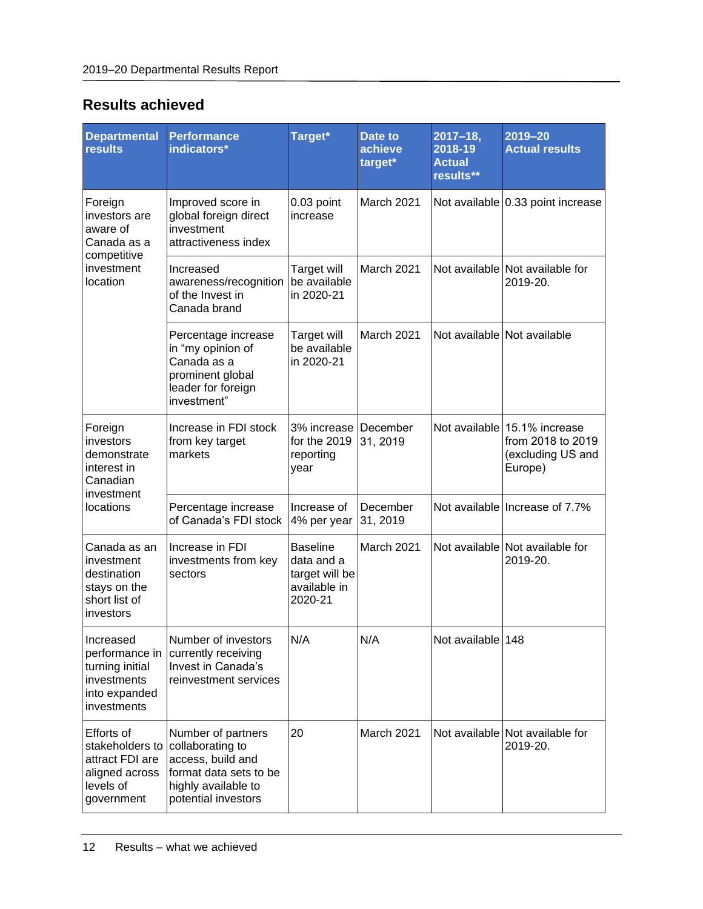## Results achieved

| Departmental results | Performance indicators* | Target* | Date to achieve target* | 2017–18, 2018-19 Actual results** | 2019–20 Actual results |
|---|---|---|---|---|---|
| Foreign investors are aware of Canada as a competitive investment location | Improved score in global foreign direct investment attractiveness index | 0.03 point increase | March 2021 | Not available | 0.33 point increase |
| | Increased awareness/recognition of the Invest in Canada brand | Target will be available in 2020-21 | March 2021 | Not available | Not available for 2019-20. |
| | Percentage increase in "my opinion of Canada as a prominent global leader for foreign investment" | Target will be available in 2020-21 | March 2021 | Not available | Not available |
| Foreign investors demonstrate interest in Canadian investment locations | Increase in FDI stock from key target markets | 3% increase for the 2019 reporting year | December 31, 2019 | Not available | 15.1% increase from 2018 to 2019 (excluding US and Europe) |
| | Percentage increase of Canada's FDI stock | Increase of 4% per year | December 31, 2019 | Not available | Increase of 7.7% |
| Canada as an investment destination stays on the short list of investors | Increase in FDI investments from key sectors | Baseline data and a target will be available in 2020-21 | March 2021 | Not available | Not available for 2019-20. |
| Increased performance in turning initial investments into expanded investments | Number of investors currently receiving Invest in Canada's reinvestment services | N/A | N/A | Not available | 148 |
| Efforts of stakeholders to attract FDI are aligned across levels of government | Number of partners collaborating to access, build and format data sets to be highly available to potential investors | 20 | March 2021 | Not available | Not available for 2019-20. |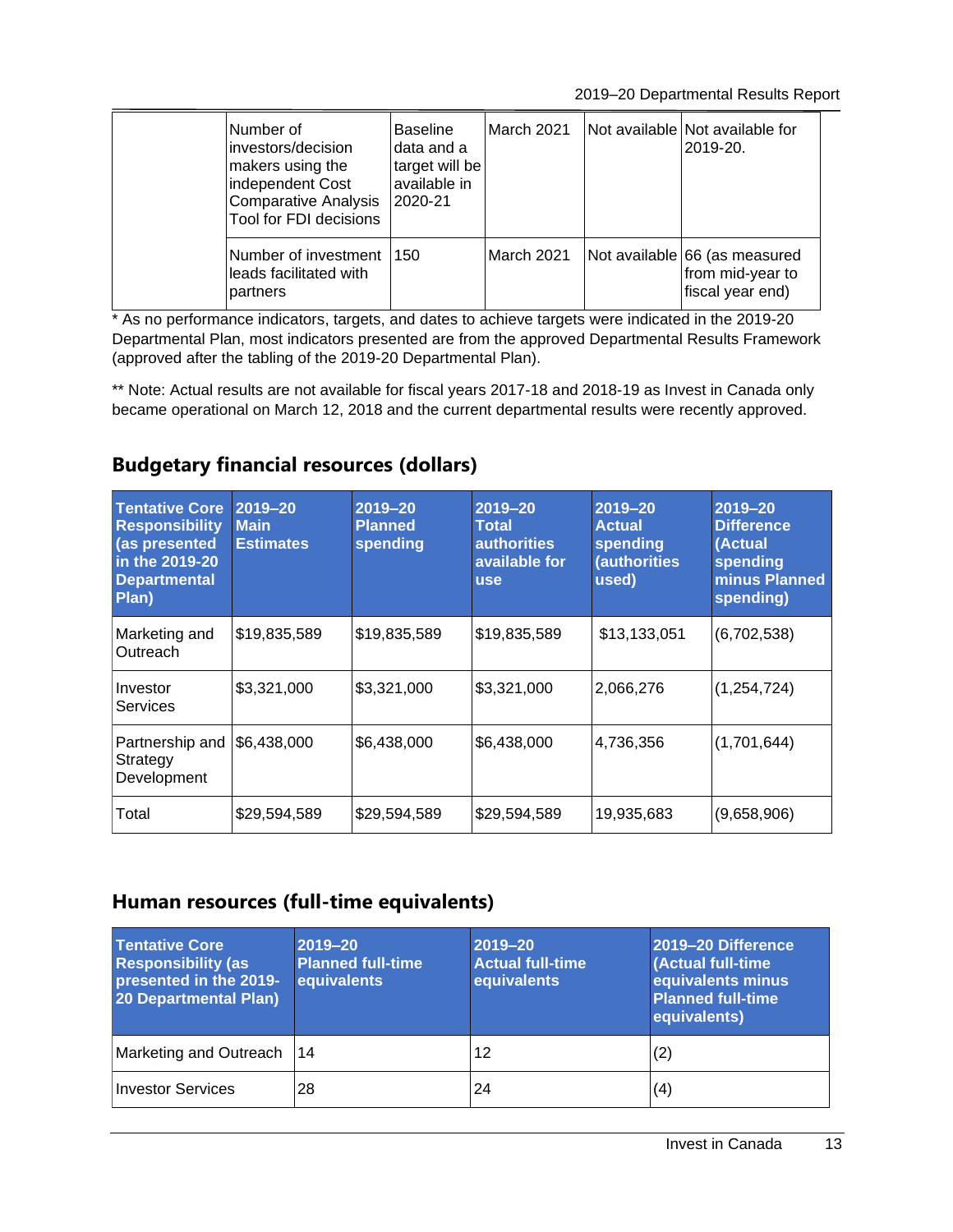| | | | | | |
|---|---|---|---|---|---|
| | Number of investors/decision makers using the independent Cost Comparative Analysis Tool for FDI decisions | Baseline data and a target will be available in 2020-21 | March 2021 | Not available | Not available for 2019-20. |
| | Number of investment leads facilitated with partners | 150 | March 2021 | Not available | 66 (as measured from mid-year to fiscal year end) |

* As no performance indicators, targets, and dates to achieve targets were indicated in the 2019-20 Departmental Plan, most indicators presented are from the approved Departmental Results Framework (approved after the tabling of the 2019-20 Departmental Plan).

** Note: Actual results are not available for fiscal years 2017-18 and 2018-19 as Invest in Canada only became operational on March 12, 2018 and the current departmental results were recently approved.

## Budgetary financial resources (dollars)

| Tentative Core Responsibility (as presented in the 2019-20 Departmental Plan) | 2019–20 Main Estimates | 2019–20 Planned spending | 2019–20 Total authorities available for use | 2019–20 Actual spending (authorities used) | 2019–20 Difference (Actual spending minus Planned spending) |
|---|---|---|---|---|---|
| Marketing and Outreach | $19,835,589 | $19,835,589 | $19,835,589 | $13,133,051 | (6,702,538) |
| Investor Services | $3,321,000 | $3,321,000 | $3,321,000 | 2,066,276 | (1,254,724) |
| Partnership and Strategy Development | $6,438,000 | $6,438,000 | $6,438,000 | 4,736,356 | (1,701,644) |
| Total | $29,594,589 | $29,594,589 | $29,594,589 | 19,935,683 | (9,658,906) |

## Human resources (full-time equivalents)

| Tentative Core Responsibility (as presented in the 2019-20 Departmental Plan) | 2019–20 Planned full-time equivalents | 2019–20 Actual full-time equivalents | 2019–20 Difference (Actual full-time equivalents minus Planned full-time equivalents) |
|---|---|---|---|
| Marketing and Outreach | 14 | 12 | (2) |
| Investor Services | 28 | 24 | (4) |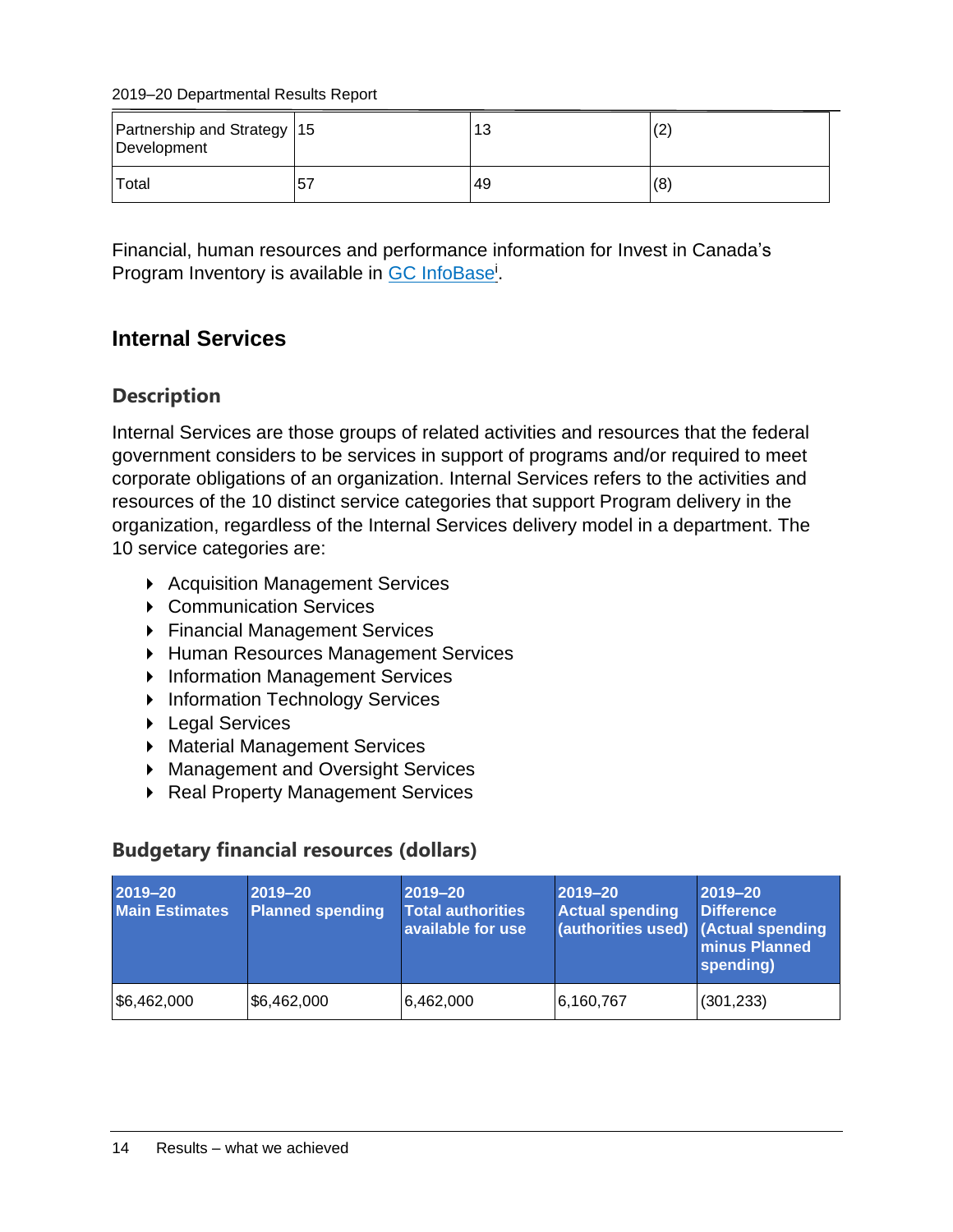| Partnership and Strategy Development | 15 | 13 | (2) |
|---|---|---|---|
| Total | 57 | 49 | (8) |

Financial, human resources and performance information for Invest in Canada's Program Inventory is available in GC InfoBase[i].

## Internal Services

### Description

Internal Services are those groups of related activities and resources that the federal government considers to be services in support of programs and/or required to meet corporate obligations of an organization. Internal Services refers to the activities and resources of the 10 distinct service categories that support Program delivery in the organization, regardless of the Internal Services delivery model in a department. The 10 service categories are:

- Acquisition Management Services
- Communication Services
- Financial Management Services
- Human Resources Management Services
- Information Management Services
- Information Technology Services
- Legal Services
- Material Management Services
- Management and Oversight Services
- Real Property Management Services

### Budgetary financial resources (dollars)

| 2019–20 Main Estimates | 2019–20 Planned spending | 2019–20 Total authorities available for use | 2019–20 Actual spending (authorities used) | 2019–20 Difference (Actual spending minus Planned spending) |
|---|---|---|---|---|
| $6,462,000 | $6,462,000 | 6,462,000 | 6,160,767 | (301,233) |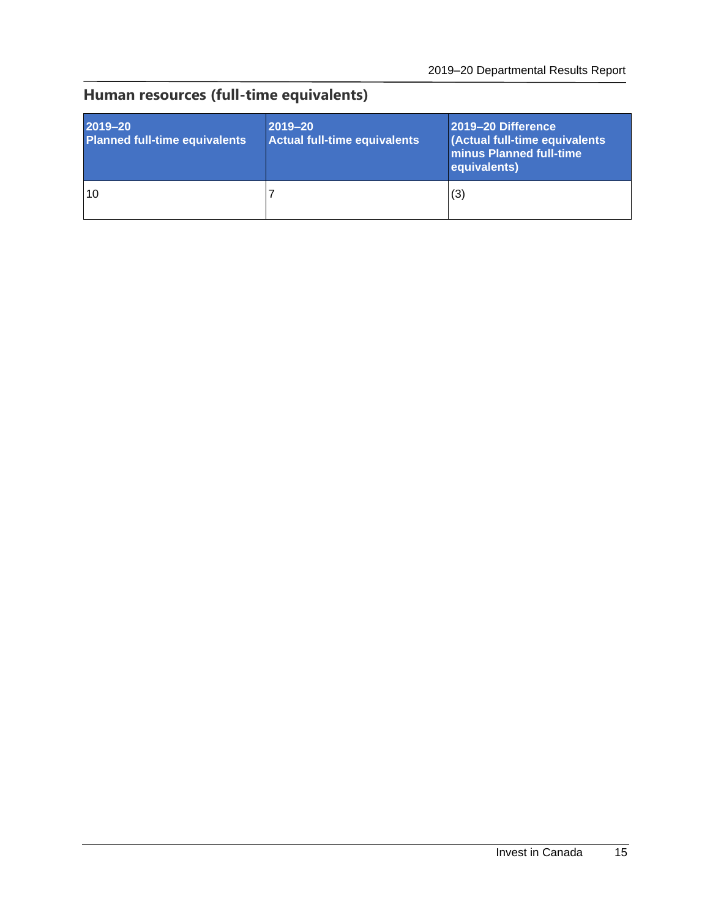## Human resources (full-time equivalents)

| 2019–20<br>Planned full-time equivalents | 2019–20<br>Actual full-time equivalents | 2019–20 Difference<br>(Actual full-time equivalents minus Planned full-time equivalents) |
|---|---|---|
| 10 | 7 | (3) |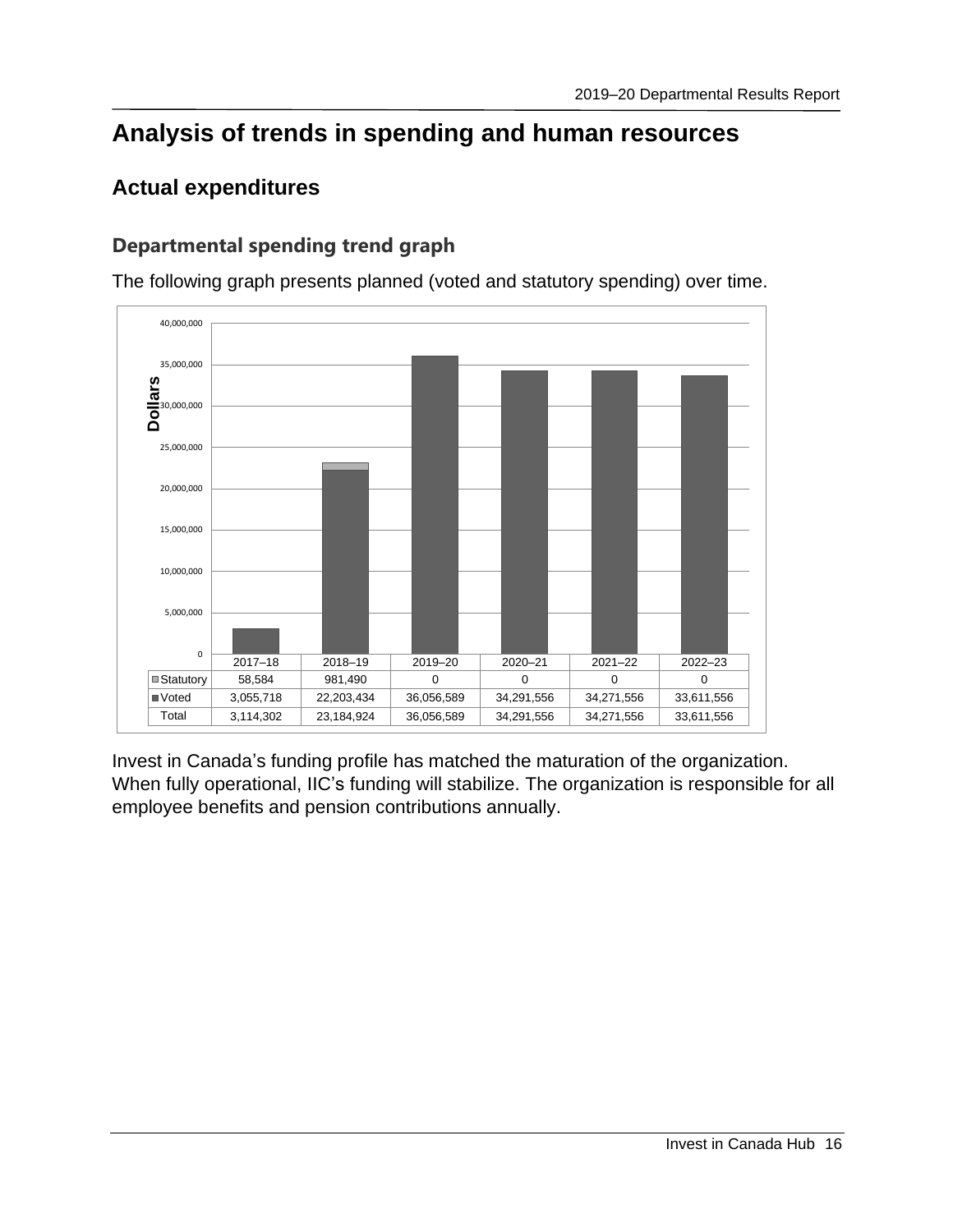# Analysis of trends in spending and human resources

## Actual expenditures

### Departmental spending trend graph

The following graph presents planned (voted and statutory spending) over time.

|  | 2017–18 | 2018–19 | 2019–20 | 2020–21 | 2021–22 | 2022–23 |
|---|---|---|---|---|---|---|
| Statutory | 58,584 | 981,490 | 0 | 0 | 0 | 0 |
| Voted | 3,055,718 | 22,203,434 | 36,056,589 | 34,291,556 | 34,271,556 | 33,611,556 |
| Total | 3,114,302 | 23,184,924 | 36,056,589 | 34,291,556 | 34,271,556 | 33,611,556 |

Invest in Canada's funding profile has matched the maturation of the organization. When fully operational, IIC's funding will stabilize. The organization is responsible for all employee benefits and pension contributions annually.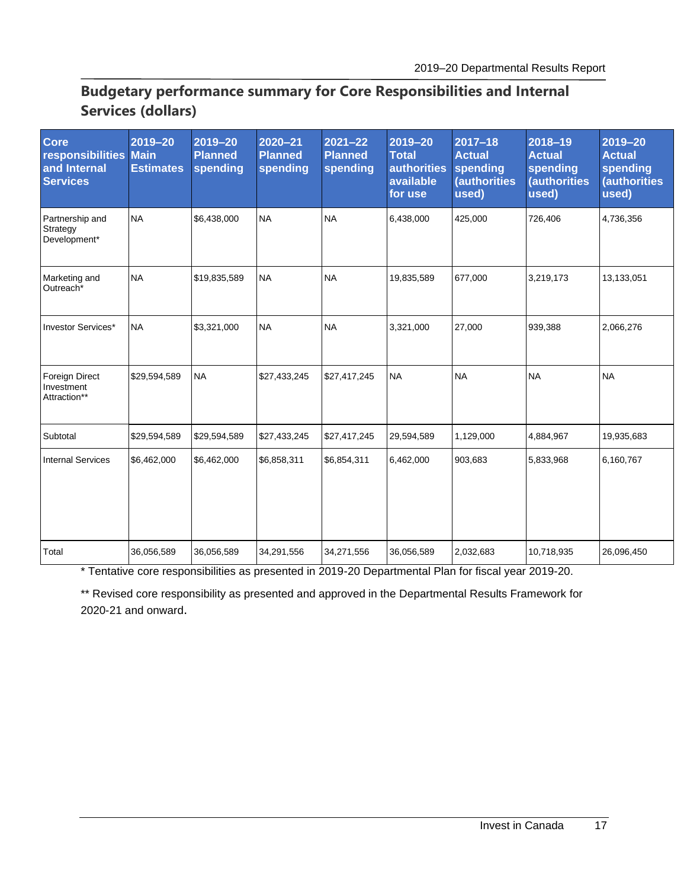## Budgetary performance summary for Core Responsibilities and Internal Services (dollars)

| Core responsibilities and Internal Services | 2019–20 Main Estimates | 2019–20 Planned spending | 2020–21 Planned spending | 2021–22 Planned spending | 2019–20 Total authorities available for use | 2017–18 Actual spending (authorities used) | 2018–19 Actual spending (authorities used) | 2019–20 Actual spending (authorities used) |
|---|---|---|---|---|---|---|---|---|
| Partnership and Strategy Development* | NA | $6,438,000 | NA | NA | 6,438,000 | 425,000 | 726,406 | 4,736,356 |
| Marketing and Outreach* | NA | $19,835,589 | NA | NA | 19,835,589 | 677,000 | 3,219,173 | 13,133,051 |
| Investor Services* | NA | $3,321,000 | NA | NA | 3,321,000 | 27,000 | 939,388 | 2,066,276 |
| Foreign Direct Investment Attraction** | $29,594,589 | NA | $27,433,245 | $27,417,245 | NA | NA | NA | NA |
| Subtotal | $29,594,589 | $29,594,589 | $27,433,245 | $27,417,245 | 29,594,589 | 1,129,000 | 4,884,967 | 19,935,683 |
| Internal Services | $6,462,000 | $6,462,000 | $6,858,311 | $6,854,311 | 6,462,000 | 903,683 | 5,833,968 | 6,160,767 |
| Total | 36,056,589 | 36,056,589 | 34,291,556 | 34,271,556 | 36,056,589 | 2,032,683 | 10,718,935 | 26,096,450 |

* Tentative core responsibilities as presented in 2019-20 Departmental Plan for fiscal year 2019-20.

** Revised core responsibility as presented and approved in the Departmental Results Framework for 2020-21 and onward.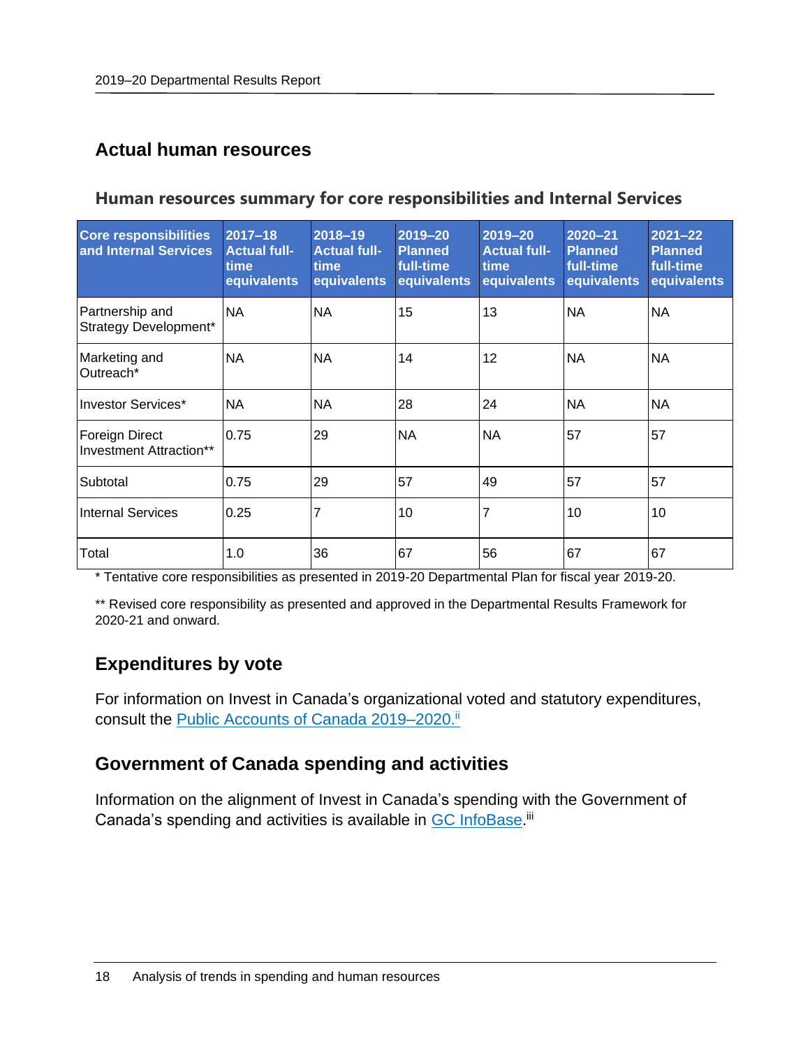## Actual human resources

### Human resources summary for core responsibilities and Internal Services

| Core responsibilities and Internal Services | 2017–18 Actual full-time equivalents | 2018–19 Actual full-time equivalents | 2019–20 Planned full-time equivalents | 2019–20 Actual full-time equivalents | 2020–21 Planned full-time equivalents | 2021–22 Planned full-time equivalents |
|---|---|---|---|---|---|---|
| Partnership and Strategy Development* | NA | NA | 15 | 13 | NA | NA |
| Marketing and Outreach* | NA | NA | 14 | 12 | NA | NA |
| Investor Services* | NA | NA | 28 | 24 | NA | NA |
| Foreign Direct Investment Attraction** | 0.75 | 29 | NA | NA | 57 | 57 |
| Subtotal | 0.75 | 29 | 57 | 49 | 57 | 57 |
| Internal Services | 0.25 | 7 | 10 | 7 | 10 | 10 |
| Total | 1.0 | 36 | 67 | 56 | 67 | 67 |

* Tentative core responsibilities as presented in 2019-20 Departmental Plan for fiscal year 2019-20.

** Revised core responsibility as presented and approved in the Departmental Results Framework for 2020-21 and onward.

## Expenditures by vote

For information on Invest in Canada's organizational voted and statutory expenditures, consult the Public Accounts of Canada 2019–2020.[ii]

## Government of Canada spending and activities

Information on the alignment of Invest in Canada's spending with the Government of Canada's spending and activities is available in GC InfoBase.[iii]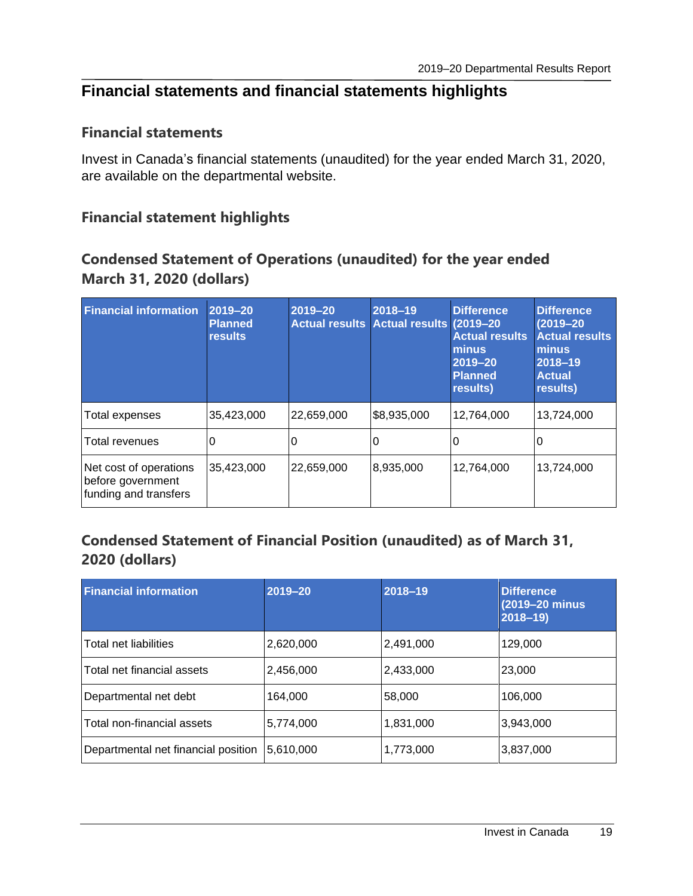# Financial statements and financial statements highlights

## Financial statements

Invest in Canada's financial statements (unaudited) for the year ended March 31, 2020, are available on the departmental website.

## Financial statement highlights

### Condensed Statement of Operations (unaudited) for the year ended March 31, 2020 (dollars)

| Financial information | 2019–20 Planned results | 2019–20 Actual results | 2018–19 Actual results | Difference (2019–20 Actual results minus 2019–20 Planned results) | Difference (2019–20 Actual results minus 2018–19 Actual results) |
|---|---|---|---|---|---|
| Total expenses | 35,423,000 | 22,659,000 | $8,935,000 | 12,764,000 | 13,724,000 |
| Total revenues | 0 | 0 | 0 | 0 | 0 |
| Net cost of operations before government funding and transfers | 35,423,000 | 22,659,000 | 8,935,000 | 12,764,000 | 13,724,000 |

### Condensed Statement of Financial Position (unaudited) as of March 31, 2020 (dollars)

| Financial information | 2019–20 | 2018–19 | Difference (2019–20 minus 2018–19) |
|---|---|---|---|
| Total net liabilities | 2,620,000 | 2,491,000 | 129,000 |
| Total net financial assets | 2,456,000 | 2,433,000 | 23,000 |
| Departmental net debt | 164,000 | 58,000 | 106,000 |
| Total non-financial assets | 5,774,000 | 1,831,000 | 3,943,000 |
| Departmental net financial position | 5,610,000 | 1,773,000 | 3,837,000 |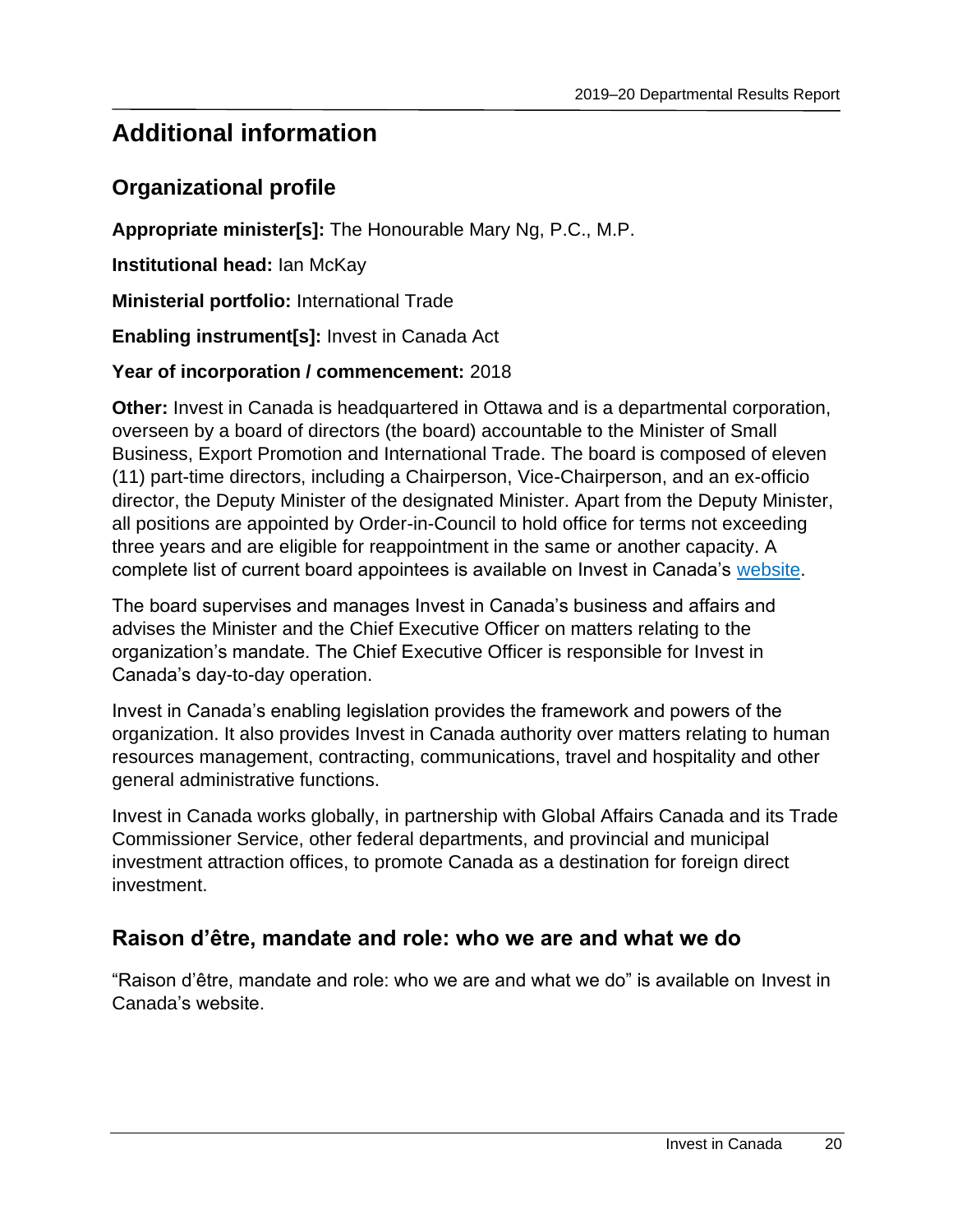# Additional information

## Organizational profile

**Appropriate minister[s]:** The Honourable Mary Ng, P.C., M.P.

**Institutional head:** Ian McKay

**Ministerial portfolio:** International Trade

**Enabling instrument[s]:** Invest in Canada Act

**Year of incorporation / commencement:** 2018

**Other:** Invest in Canada is headquartered in Ottawa and is a departmental corporation, overseen by a board of directors (the board) accountable to the Minister of Small Business, Export Promotion and International Trade. The board is composed of eleven (11) part-time directors, including a Chairperson, Vice-Chairperson, and an ex-officio director, the Deputy Minister of the designated Minister. Apart from the Deputy Minister, all positions are appointed by Order-in-Council to hold office for terms not exceeding three years and are eligible for reappointment in the same or another capacity. A complete list of current board appointees is available on Invest in Canada's website.

The board supervises and manages Invest in Canada's business and affairs and advises the Minister and the Chief Executive Officer on matters relating to the organization's mandate. The Chief Executive Officer is responsible for Invest in Canada's day-to-day operation.

Invest in Canada's enabling legislation provides the framework and powers of the organization. It also provides Invest in Canada authority over matters relating to human resources management, contracting, communications, travel and hospitality and other general administrative functions.

Invest in Canada works globally, in partnership with Global Affairs Canada and its Trade Commissioner Service, other federal departments, and provincial and municipal investment attraction offices, to promote Canada as a destination for foreign direct investment.

## Raison d'être, mandate and role: who we are and what we do

"Raison d'être, mandate and role: who we are and what we do" is available on Invest in Canada's website.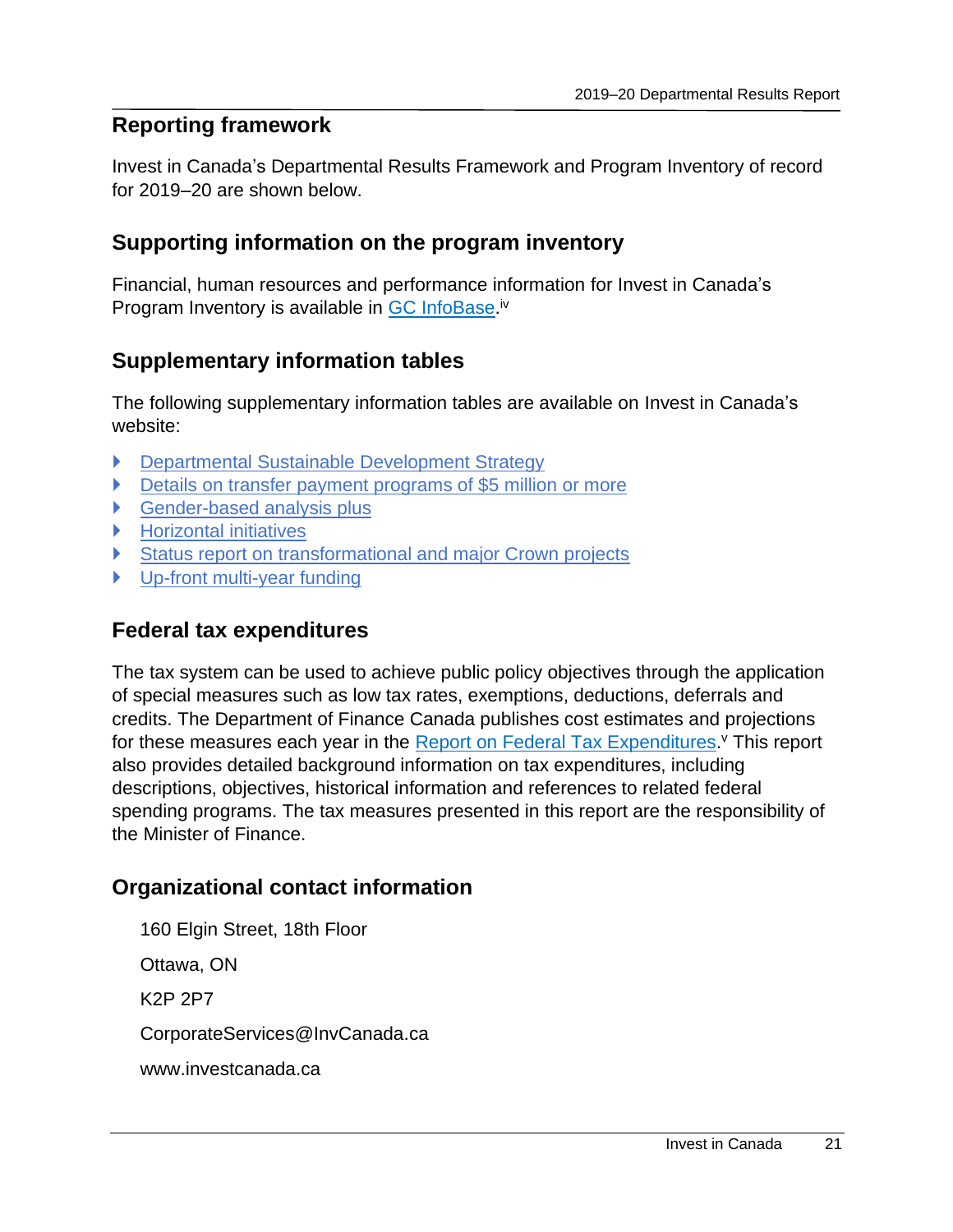## Reporting framework

Invest in Canada's Departmental Results Framework and Program Inventory of record for 2019–20 are shown below.

## Supporting information on the program inventory

Financial, human resources and performance information for Invest in Canada's Program Inventory is available in GC InfoBase.[iv]

## Supplementary information tables

The following supplementary information tables are available on Invest in Canada's website:

- Departmental Sustainable Development Strategy
- Details on transfer payment programs of $5 million or more
- Gender-based analysis plus
- Horizontal initiatives
- Status report on transformational and major Crown projects
- Up-front multi-year funding

## Federal tax expenditures

The tax system can be used to achieve public policy objectives through the application of special measures such as low tax rates, exemptions, deductions, deferrals and credits. The Department of Finance Canada publishes cost estimates and projections for these measures each year in the Report on Federal Tax Expenditures.[v] This report also provides detailed background information on tax expenditures, including descriptions, objectives, historical information and references to related federal spending programs. The tax measures presented in this report are the responsibility of the Minister of Finance.

## Organizational contact information

160 Elgin Street, 18th Floor

Ottawa, ON

K2P 2P7

CorporateServices@InvCanada.ca

www.investcanada.ca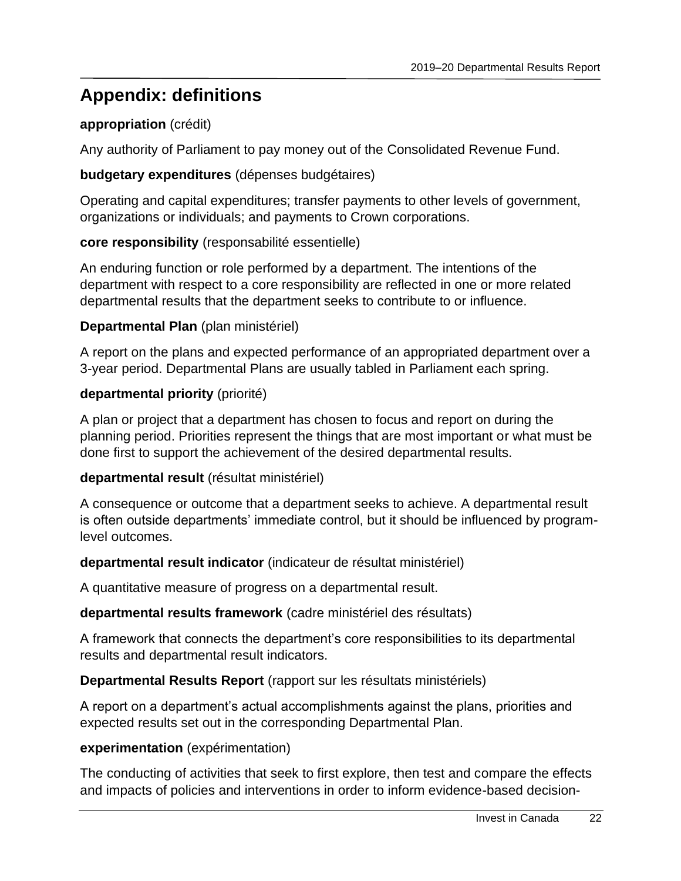## Appendix: definitions

**appropriation** (crédit)

Any authority of Parliament to pay money out of the Consolidated Revenue Fund.

**budgetary expenditures** (dépenses budgétaires)

Operating and capital expenditures; transfer payments to other levels of government, organizations or individuals; and payments to Crown corporations.

**core responsibility** (responsabilité essentielle)

An enduring function or role performed by a department. The intentions of the department with respect to a core responsibility are reflected in one or more related departmental results that the department seeks to contribute to or influence.

**Departmental Plan** (plan ministériel)

A report on the plans and expected performance of an appropriated department over a 3-year period. Departmental Plans are usually tabled in Parliament each spring.

**departmental priority** (priorité)

A plan or project that a department has chosen to focus and report on during the planning period. Priorities represent the things that are most important or what must be done first to support the achievement of the desired departmental results.

**departmental result** (résultat ministériel)

A consequence or outcome that a department seeks to achieve. A departmental result is often outside departments' immediate control, but it should be influenced by program-level outcomes.

**departmental result indicator** (indicateur de résultat ministériel)

A quantitative measure of progress on a departmental result.

**departmental results framework** (cadre ministériel des résultats)

A framework that connects the department's core responsibilities to its departmental results and departmental result indicators.

**Departmental Results Report** (rapport sur les résultats ministériels)

A report on a department's actual accomplishments against the plans, priorities and expected results set out in the corresponding Departmental Plan.

**experimentation** (expérimentation)

The conducting of activities that seek to first explore, then test and compare the effects and impacts of policies and interventions in order to inform evidence-based decision-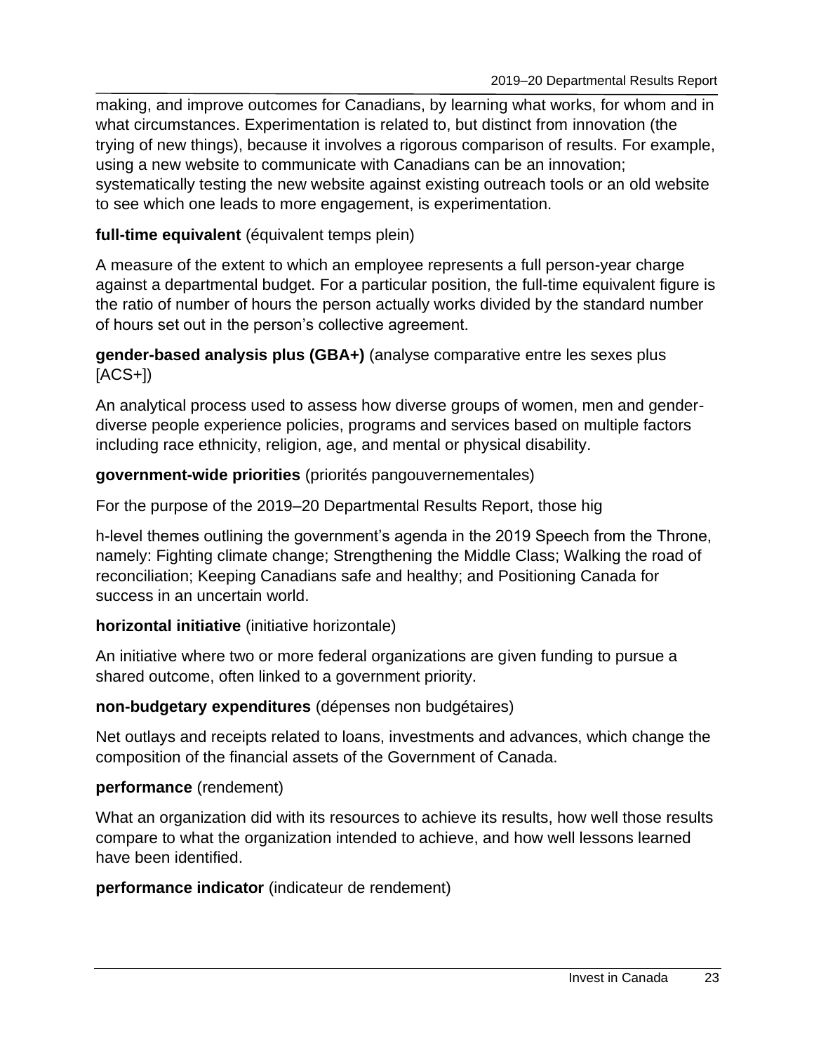making, and improve outcomes for Canadians, by learning what works, for whom and in what circumstances. Experimentation is related to, but distinct from innovation (the trying of new things), because it involves a rigorous comparison of results. For example, using a new website to communicate with Canadians can be an innovation; systematically testing the new website against existing outreach tools or an old website to see which one leads to more engagement, is experimentation.

**full-time equivalent** (équivalent temps plein)

A measure of the extent to which an employee represents a full person-year charge against a departmental budget. For a particular position, the full-time equivalent figure is the ratio of number of hours the person actually works divided by the standard number of hours set out in the person's collective agreement.

**gender-based analysis plus (GBA+)** (analyse comparative entre les sexes plus [ACS+])

An analytical process used to assess how diverse groups of women, men and gender-diverse people experience policies, programs and services based on multiple factors including race ethnicity, religion, age, and mental or physical disability.

**government-wide priorities** (priorités pangouvernementales)

For the purpose of the 2019–20 Departmental Results Report, those hig

h-level themes outlining the government's agenda in the 2019 Speech from the Throne, namely: Fighting climate change; Strengthening the Middle Class; Walking the road of reconciliation; Keeping Canadians safe and healthy; and Positioning Canada for success in an uncertain world.

**horizontal initiative** (initiative horizontale)

An initiative where two or more federal organizations are given funding to pursue a shared outcome, often linked to a government priority.

**non-budgetary expenditures** (dépenses non budgétaires)

Net outlays and receipts related to loans, investments and advances, which change the composition of the financial assets of the Government of Canada.

**performance** (rendement)

What an organization did with its resources to achieve its results, how well those results compare to what the organization intended to achieve, and how well lessons learned have been identified.

**performance indicator** (indicateur de rendement)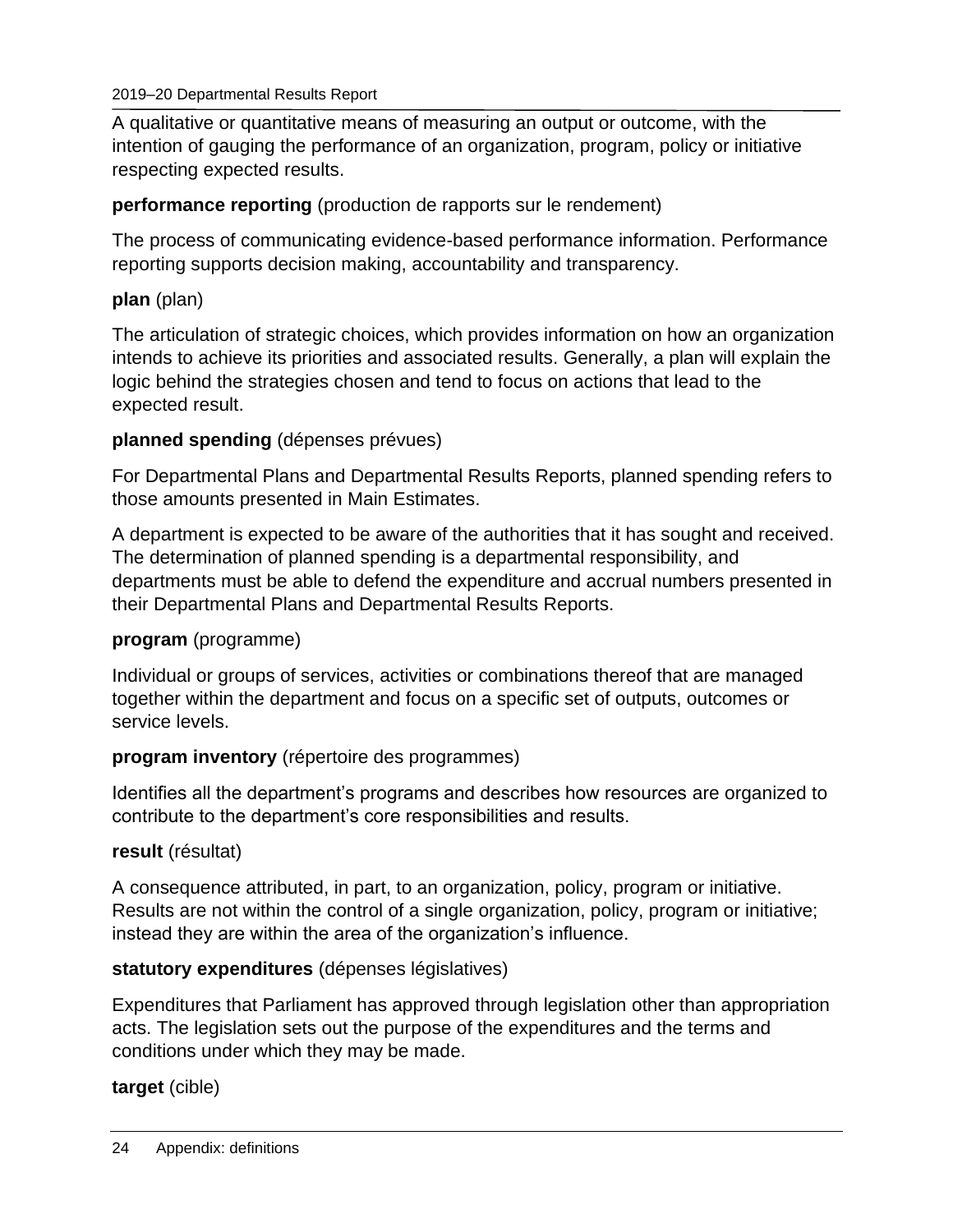A qualitative or quantitative means of measuring an output or outcome, with the intention of gauging the performance of an organization, program, policy or initiative respecting expected results.

**performance reporting** (production de rapports sur le rendement)

The process of communicating evidence-based performance information. Performance reporting supports decision making, accountability and transparency.

**plan** (plan)

The articulation of strategic choices, which provides information on how an organization intends to achieve its priorities and associated results. Generally, a plan will explain the logic behind the strategies chosen and tend to focus on actions that lead to the expected result.

**planned spending** (dépenses prévues)

For Departmental Plans and Departmental Results Reports, planned spending refers to those amounts presented in Main Estimates.

A department is expected to be aware of the authorities that it has sought and received. The determination of planned spending is a departmental responsibility, and departments must be able to defend the expenditure and accrual numbers presented in their Departmental Plans and Departmental Results Reports.

**program** (programme)

Individual or groups of services, activities or combinations thereof that are managed together within the department and focus on a specific set of outputs, outcomes or service levels.

**program inventory** (répertoire des programmes)

Identifies all the department's programs and describes how resources are organized to contribute to the department's core responsibilities and results.

**result** (résultat)

A consequence attributed, in part, to an organization, policy, program or initiative. Results are not within the control of a single organization, policy, program or initiative; instead they are within the area of the organization's influence.

**statutory expenditures** (dépenses législatives)

Expenditures that Parliament has approved through legislation other than appropriation acts. The legislation sets out the purpose of the expenditures and the terms and conditions under which they may be made.

**target** (cible)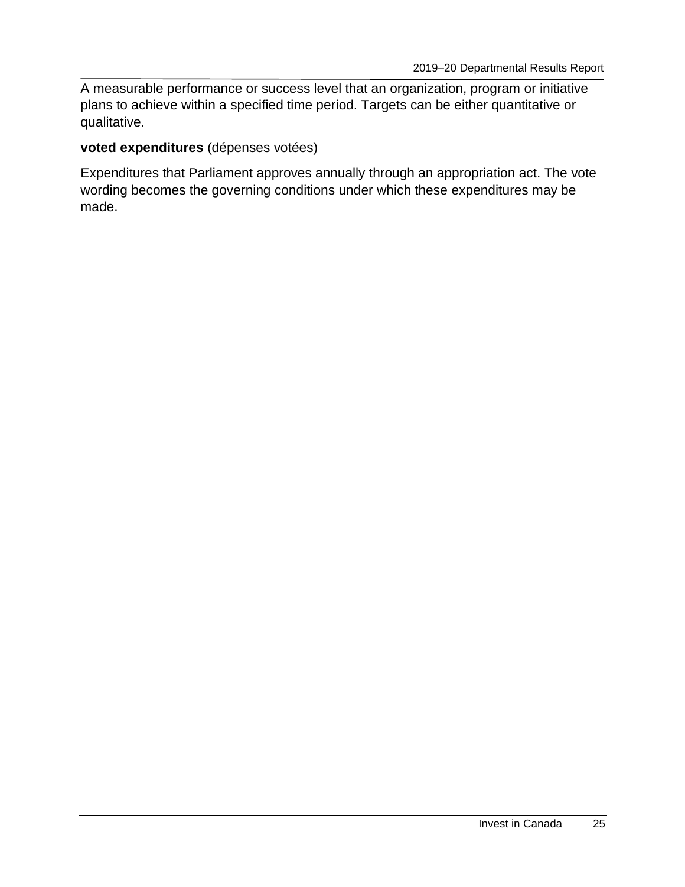A measurable performance or success level that an organization, program or initiative plans to achieve within a specified time period. Targets can be either quantitative or qualitative.

**voted expenditures** (dépenses votées)

Expenditures that Parliament approves annually through an appropriation act. The vote wording becomes the governing conditions under which these expenditures may be made.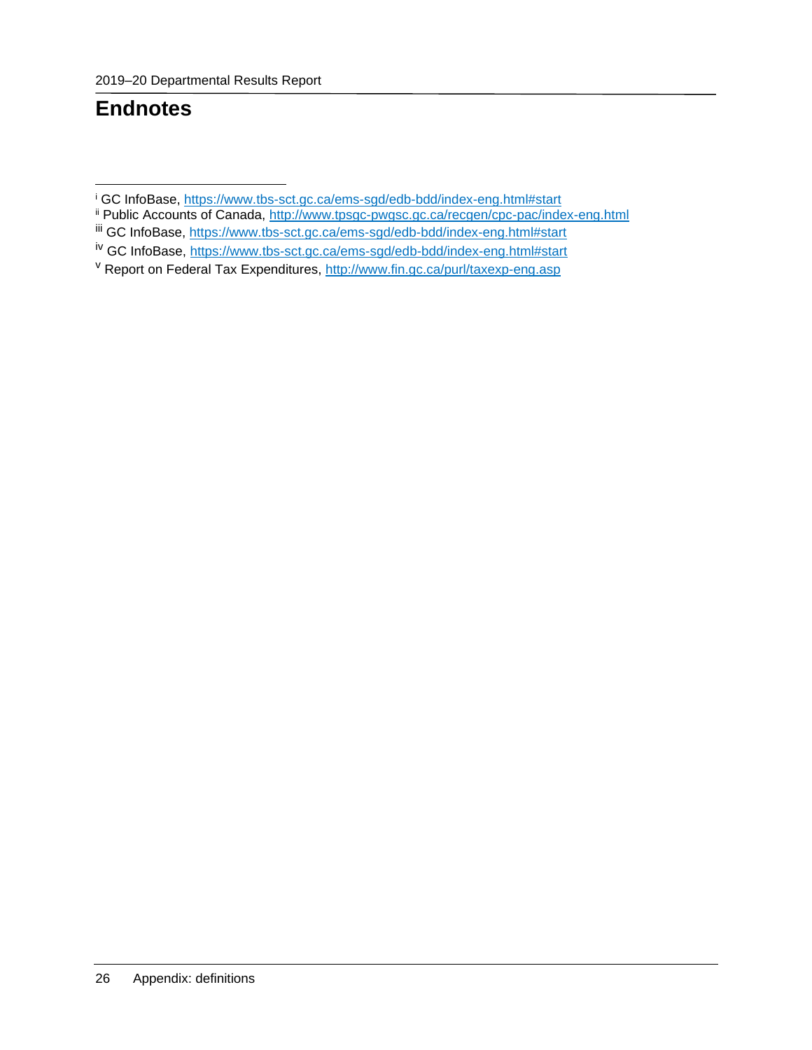# Endnotes

[i] GC InfoBase, https://www.tbs-sct.gc.ca/ems-sgd/edb-bdd/index-eng.html#start

[ii] Public Accounts of Canada, http://www.tpsgc-pwgsc.gc.ca/recgen/cpc-pac/index-eng.html

[iii] GC InfoBase, https://www.tbs-sct.gc.ca/ems-sgd/edb-bdd/index-eng.html#start

[iv] GC InfoBase, https://www.tbs-sct.gc.ca/ems-sgd/edb-bdd/index-eng.html#start

[v] Report on Federal Tax Expenditures, http://www.fin.gc.ca/purl/taxexp-eng.asp